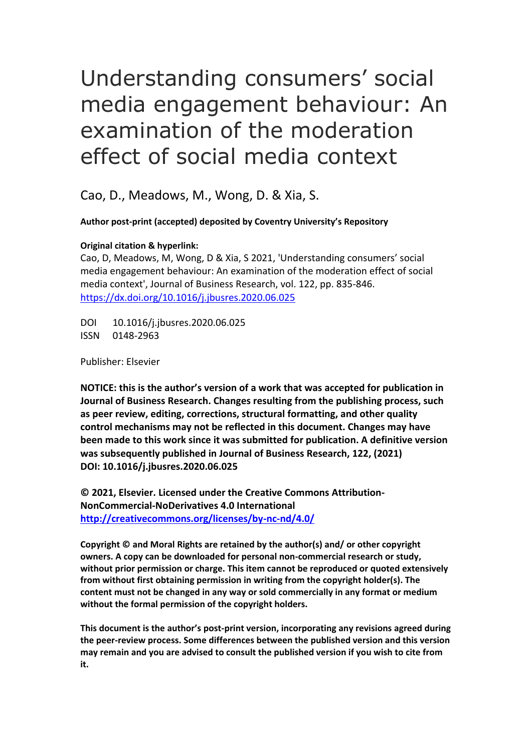# Understanding consumers' social media engagement behaviour: An examination of the moderation effect of social media context

Cao, D., Meadows, M., Wong, D. & Xia, S.

**Author post-print (accepted) deposited by Coventry University's Repository**

**Original citation & hyperlink:**

Cao, D, Meadows, M, Wong, D & Xia, S 2021, 'Understanding consumers' social media engagement behaviour: An examination of the moderation effect of social media context', Journal of Business Research, vol. 122, pp. 835-846.
https://dx.doi.org/10.1016/j.jbusres.2020.06.025

DOI 10.1016/j.jbusres.2020.06.025
ISSN 0148-2963

Publisher: Elsevier

**NOTICE: this is the author's version of a work that was accepted for publication in Journal of Business Research. Changes resulting from the publishing process, such as peer review, editing, corrections, structural formatting, and other quality control mechanisms may not be reflected in this document. Changes may have been made to this work since it was submitted for publication. A definitive version was subsequently published in Journal of Business Research, 122, (2021) DOI: 10.1016/j.jbusres.2020.06.025**

**© 2021, Elsevier. Licensed under the Creative Commons Attribution-NonCommercial-NoDerivatives 4.0 International**
**http://creativecommons.org/licenses/by-nc-nd/4.0/**

**Copyright © and Moral Rights are retained by the author(s) and/ or other copyright owners. A copy can be downloaded for personal non-commercial research or study, without prior permission or charge. This item cannot be reproduced or quoted extensively from without first obtaining permission in writing from the copyright holder(s). The content must not be changed in any way or sold commercially in any format or medium without the formal permission of the copyright holders.**

**This document is the author's post-print version, incorporating any revisions agreed during the peer-review process. Some differences between the published version and this version may remain and you are advised to consult the published version if you wish to cite from it.**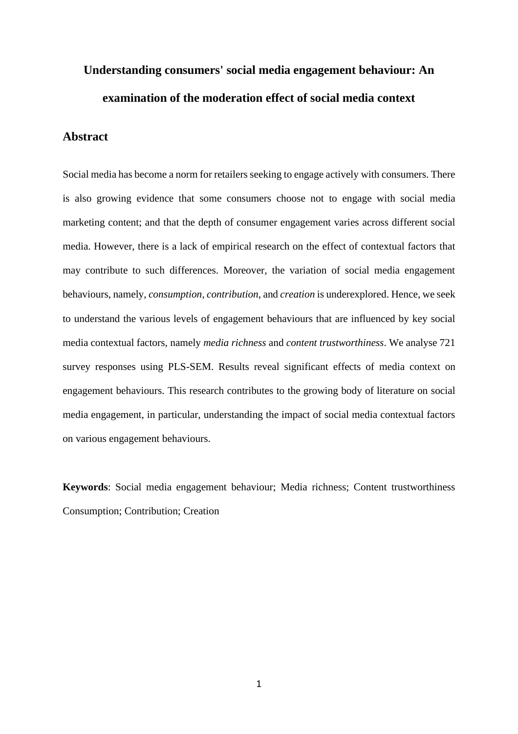# Understanding consumers' social media engagement behaviour: An examination of the moderation effect of social media context

## Abstract

Social media has become a norm for retailers seeking to engage actively with consumers. There is also growing evidence that some consumers choose not to engage with social media marketing content; and that the depth of consumer engagement varies across different social media. However, there is a lack of empirical research on the effect of contextual factors that may contribute to such differences. Moreover, the variation of social media engagement behaviours, namely, *consumption*, *contribution*, and *creation* is underexplored. Hence, we seek to understand the various levels of engagement behaviours that are influenced by key social media contextual factors, namely *media richness* and *content trustworthiness*. We analyse 721 survey responses using PLS-SEM. Results reveal significant effects of media context on engagement behaviours. This research contributes to the growing body of literature on social media engagement, in particular, understanding the impact of social media contextual factors on various engagement behaviours.

**Keywords**: Social media engagement behaviour; Media richness; Content trustworthiness Consumption; Contribution; Creation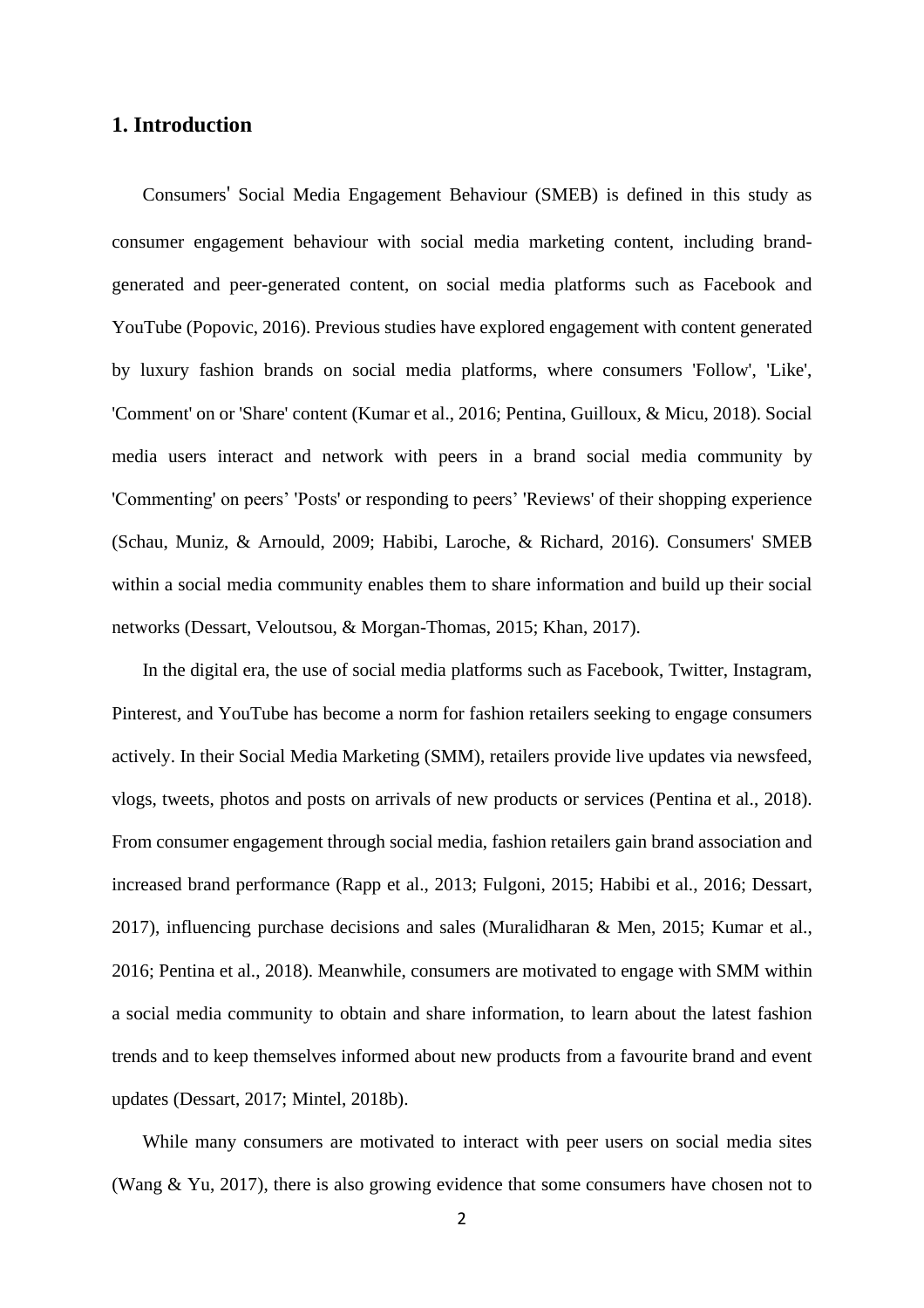# 1. Introduction

Consumers' Social Media Engagement Behaviour (SMEB) is defined in this study as consumer engagement behaviour with social media marketing content, including brand-generated and peer-generated content, on social media platforms such as Facebook and YouTube (Popovic, 2016). Previous studies have explored engagement with content generated by luxury fashion brands on social media platforms, where consumers 'Follow', 'Like', 'Comment' on or 'Share' content (Kumar et al., 2016; Pentina, Guilloux, & Micu, 2018). Social media users interact and network with peers in a brand social media community by 'Commenting' on peers' 'Posts' or responding to peers' 'Reviews' of their shopping experience (Schau, Muniz, & Arnould, 2009; Habibi, Laroche, & Richard, 2016). Consumers' SMEB within a social media community enables them to share information and build up their social networks (Dessart, Veloutsou, & Morgan-Thomas, 2015; Khan, 2017).

In the digital era, the use of social media platforms such as Facebook, Twitter, Instagram, Pinterest, and YouTube has become a norm for fashion retailers seeking to engage consumers actively. In their Social Media Marketing (SMM), retailers provide live updates via newsfeed, vlogs, tweets, photos and posts on arrivals of new products or services (Pentina et al., 2018). From consumer engagement through social media, fashion retailers gain brand association and increased brand performance (Rapp et al., 2013; Fulgoni, 2015; Habibi et al., 2016; Dessart, 2017), influencing purchase decisions and sales (Muralidharan & Men, 2015; Kumar et al., 2016; Pentina et al., 2018). Meanwhile, consumers are motivated to engage with SMM within a social media community to obtain and share information, to learn about the latest fashion trends and to keep themselves informed about new products from a favourite brand and event updates (Dessart, 2017; Mintel, 2018b).

While many consumers are motivated to interact with peer users on social media sites (Wang & Yu, 2017), there is also growing evidence that some consumers have chosen not to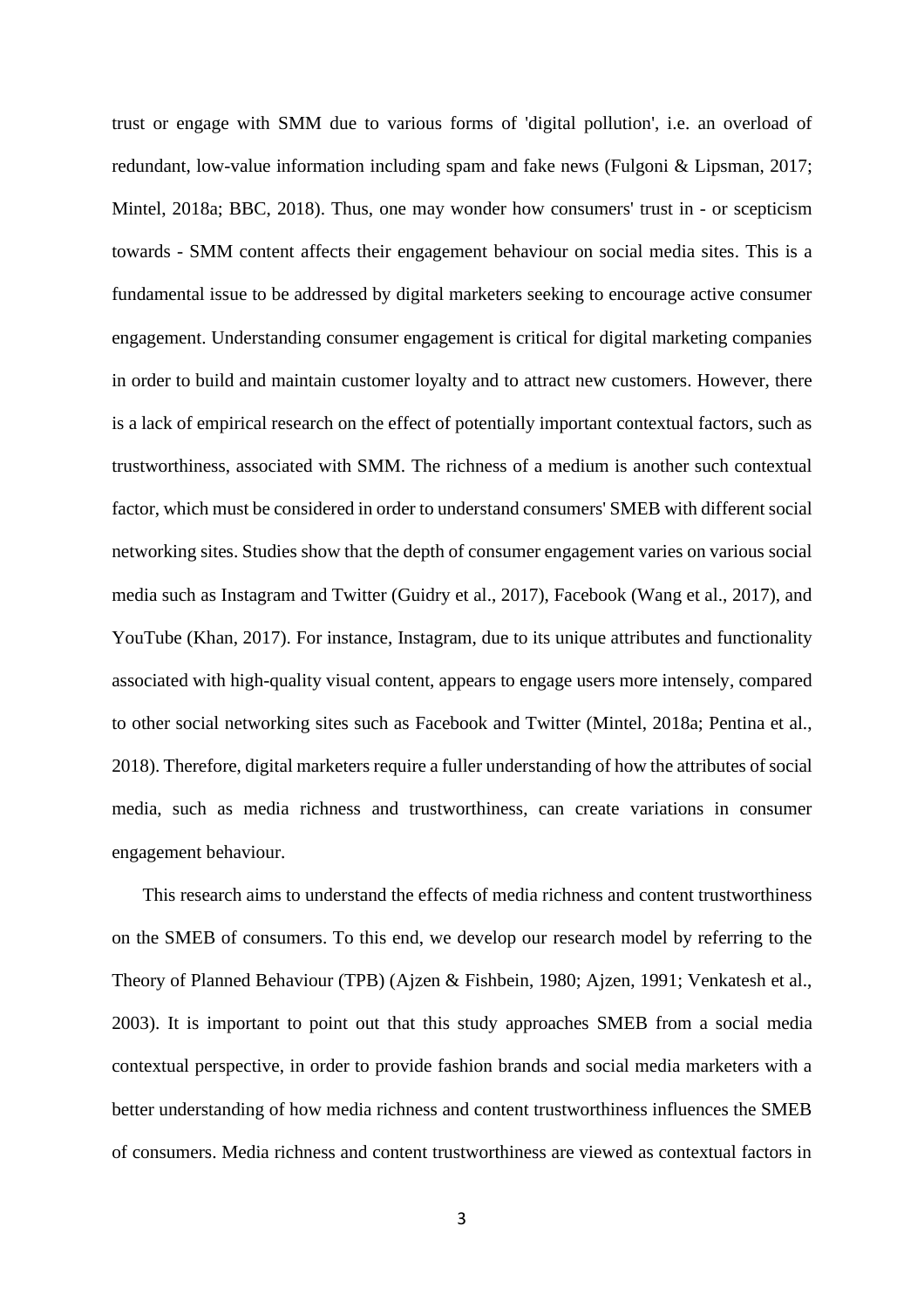trust or engage with SMM due to various forms of 'digital pollution', i.e. an overload of redundant, low-value information including spam and fake news (Fulgoni & Lipsman, 2017; Mintel, 2018a; BBC, 2018). Thus, one may wonder how consumers' trust in - or scepticism towards - SMM content affects their engagement behaviour on social media sites. This is a fundamental issue to be addressed by digital marketers seeking to encourage active consumer engagement. Understanding consumer engagement is critical for digital marketing companies in order to build and maintain customer loyalty and to attract new customers. However, there is a lack of empirical research on the effect of potentially important contextual factors, such as trustworthiness, associated with SMM. The richness of a medium is another such contextual factor, which must be considered in order to understand consumers' SMEB with different social networking sites. Studies show that the depth of consumer engagement varies on various social media such as Instagram and Twitter (Guidry et al., 2017), Facebook (Wang et al., 2017), and YouTube (Khan, 2017). For instance, Instagram, due to its unique attributes and functionality associated with high-quality visual content, appears to engage users more intensely, compared to other social networking sites such as Facebook and Twitter (Mintel, 2018a; Pentina et al., 2018). Therefore, digital marketers require a fuller understanding of how the attributes of social media, such as media richness and trustworthiness, can create variations in consumer engagement behaviour.

This research aims to understand the effects of media richness and content trustworthiness on the SMEB of consumers. To this end, we develop our research model by referring to the Theory of Planned Behaviour (TPB) (Ajzen & Fishbein, 1980; Ajzen, 1991; Venkatesh et al., 2003). It is important to point out that this study approaches SMEB from a social media contextual perspective, in order to provide fashion brands and social media marketers with a better understanding of how media richness and content trustworthiness influences the SMEB of consumers. Media richness and content trustworthiness are viewed as contextual factors in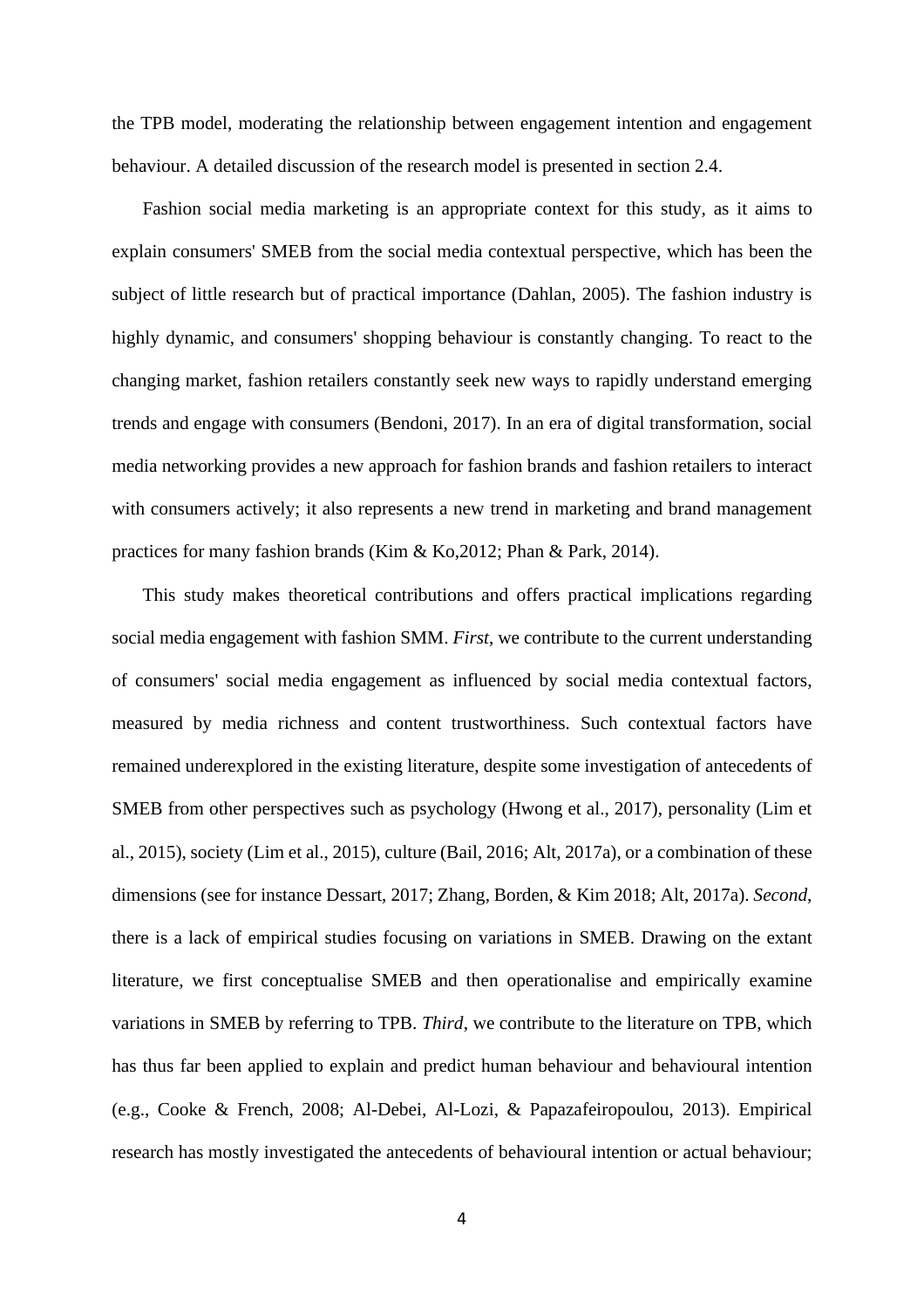the TPB model, moderating the relationship between engagement intention and engagement behaviour. A detailed discussion of the research model is presented in section 2.4.

Fashion social media marketing is an appropriate context for this study, as it aims to explain consumers' SMEB from the social media contextual perspective, which has been the subject of little research but of practical importance (Dahlan, 2005). The fashion industry is highly dynamic, and consumers' shopping behaviour is constantly changing. To react to the changing market, fashion retailers constantly seek new ways to rapidly understand emerging trends and engage with consumers (Bendoni, 2017). In an era of digital transformation, social media networking provides a new approach for fashion brands and fashion retailers to interact with consumers actively; it also represents a new trend in marketing and brand management practices for many fashion brands (Kim & Ko,2012; Phan & Park, 2014).

This study makes theoretical contributions and offers practical implications regarding social media engagement with fashion SMM. *First*, we contribute to the current understanding of consumers' social media engagement as influenced by social media contextual factors, measured by media richness and content trustworthiness. Such contextual factors have remained underexplored in the existing literature, despite some investigation of antecedents of SMEB from other perspectives such as psychology (Hwong et al., 2017), personality (Lim et al., 2015), society (Lim et al., 2015), culture (Bail, 2016; Alt, 2017a), or a combination of these dimensions (see for instance Dessart, 2017; Zhang, Borden, & Kim 2018; Alt, 2017a). *Second*, there is a lack of empirical studies focusing on variations in SMEB. Drawing on the extant literature, we first conceptualise SMEB and then operationalise and empirically examine variations in SMEB by referring to TPB. *Third*, we contribute to the literature on TPB, which has thus far been applied to explain and predict human behaviour and behavioural intention (e.g., Cooke & French, 2008; Al-Debei, Al-Lozi, & Papazafeiropoulou, 2013). Empirical research has mostly investigated the antecedents of behavioural intention or actual behaviour;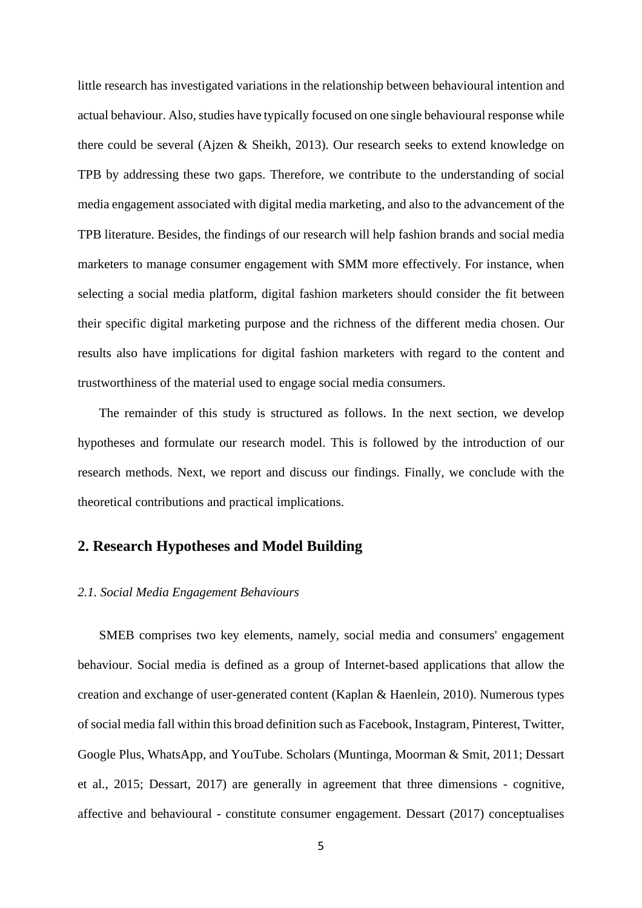little research has investigated variations in the relationship between behavioural intention and actual behaviour. Also, studies have typically focused on one single behavioural response while there could be several (Ajzen & Sheikh, 2013). Our research seeks to extend knowledge on TPB by addressing these two gaps. Therefore, we contribute to the understanding of social media engagement associated with digital media marketing, and also to the advancement of the TPB literature. Besides, the findings of our research will help fashion brands and social media marketers to manage consumer engagement with SMM more effectively. For instance, when selecting a social media platform, digital fashion marketers should consider the fit between their specific digital marketing purpose and the richness of the different media chosen. Our results also have implications for digital fashion marketers with regard to the content and trustworthiness of the material used to engage social media consumers.

The remainder of this study is structured as follows. In the next section, we develop hypotheses and formulate our research model. This is followed by the introduction of our research methods. Next, we report and discuss our findings. Finally, we conclude with the theoretical contributions and practical implications.

## 2. Research Hypotheses and Model Building

### *2.1. Social Media Engagement Behaviours*

SMEB comprises two key elements, namely, social media and consumers' engagement behaviour. Social media is defined as a group of Internet-based applications that allow the creation and exchange of user-generated content (Kaplan & Haenlein, 2010). Numerous types of social media fall within this broad definition such as Facebook, Instagram, Pinterest, Twitter, Google Plus, WhatsApp, and YouTube. Scholars (Muntinga, Moorman & Smit, 2011; Dessart et al., 2015; Dessart, 2017) are generally in agreement that three dimensions - cognitive, affective and behavioural - constitute consumer engagement. Dessart (2017) conceptualises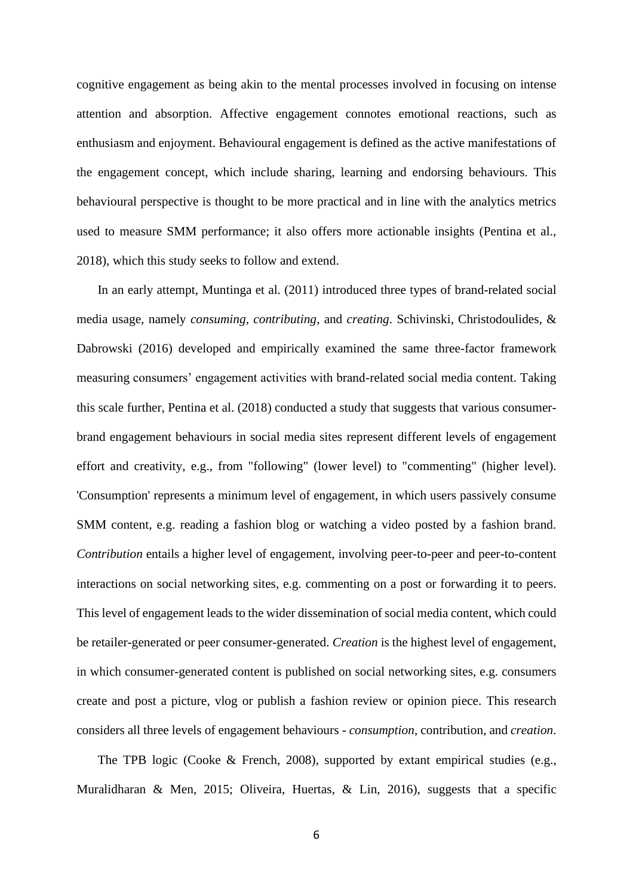cognitive engagement as being akin to the mental processes involved in focusing on intense attention and absorption. Affective engagement connotes emotional reactions, such as enthusiasm and enjoyment. Behavioural engagement is defined as the active manifestations of the engagement concept, which include sharing, learning and endorsing behaviours. This behavioural perspective is thought to be more practical and in line with the analytics metrics used to measure SMM performance; it also offers more actionable insights (Pentina et al., 2018), which this study seeks to follow and extend.

In an early attempt, Muntinga et al. (2011) introduced three types of brand-related social media usage, namely *consuming*, *contributing*, and *creating*. Schivinski, Christodoulides, & Dabrowski (2016) developed and empirically examined the same three-factor framework measuring consumers' engagement activities with brand-related social media content. Taking this scale further, Pentina et al. (2018) conducted a study that suggests that various consumer-brand engagement behaviours in social media sites represent different levels of engagement effort and creativity, e.g., from "following" (lower level) to "commenting" (higher level). 'Consumption' represents a minimum level of engagement, in which users passively consume SMM content, e.g. reading a fashion blog or watching a video posted by a fashion brand. *Contribution* entails a higher level of engagement, involving peer-to-peer and peer-to-content interactions on social networking sites, e.g. commenting on a post or forwarding it to peers. This level of engagement leads to the wider dissemination of social media content, which could be retailer-generated or peer consumer-generated. *Creation* is the highest level of engagement, in which consumer-generated content is published on social networking sites, e.g. consumers create and post a picture, vlog or publish a fashion review or opinion piece. This research considers all three levels of engagement behaviours - *consumption*, contribution, and *creation*.

The TPB logic (Cooke & French, 2008), supported by extant empirical studies (e.g., Muralidharan & Men, 2015; Oliveira, Huertas, & Lin, 2016), suggests that a specific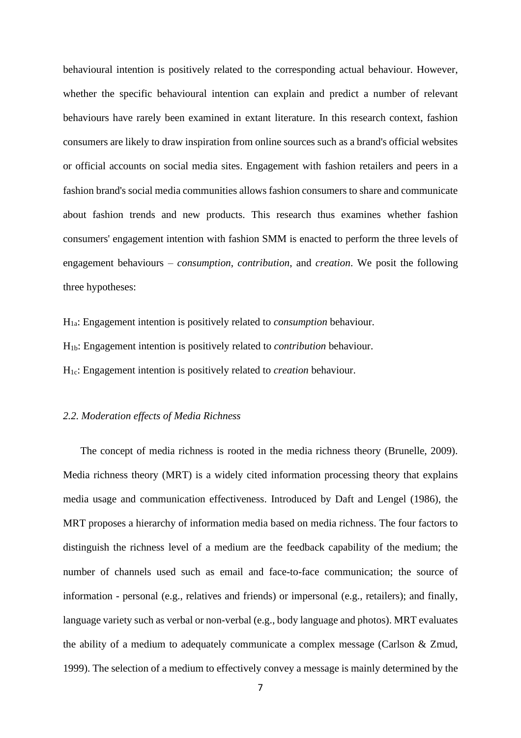behavioural intention is positively related to the corresponding actual behaviour. However, whether the specific behavioural intention can explain and predict a number of relevant behaviours have rarely been examined in extant literature. In this research context, fashion consumers are likely to draw inspiration from online sources such as a brand's official websites or official accounts on social media sites. Engagement with fashion retailers and peers in a fashion brand's social media communities allows fashion consumers to share and communicate about fashion trends and new products. This research thus examines whether fashion consumers' engagement intention with fashion SMM is enacted to perform the three levels of engagement behaviours – *consumption*, *contribution*, and *creation*. We posit the following three hypotheses:

$H_{1a}$: Engagement intention is positively related to *consumption* behaviour.

$H_{1b}$: Engagement intention is positively related to *contribution* behaviour.

$H_{1c}$: Engagement intention is positively related to *creation* behaviour.

### *2.2. Moderation effects of Media Richness*

The concept of media richness is rooted in the media richness theory (Brunelle, 2009). Media richness theory (MRT) is a widely cited information processing theory that explains media usage and communication effectiveness. Introduced by Daft and Lengel (1986), the MRT proposes a hierarchy of information media based on media richness. The four factors to distinguish the richness level of a medium are the feedback capability of the medium; the number of channels used such as email and face-to-face communication; the source of information - personal (e.g., relatives and friends) or impersonal (e.g., retailers); and finally, language variety such as verbal or non-verbal (e.g., body language and photos). MRT evaluates the ability of a medium to adequately communicate a complex message (Carlson & Zmud, 1999). The selection of a medium to effectively convey a message is mainly determined by the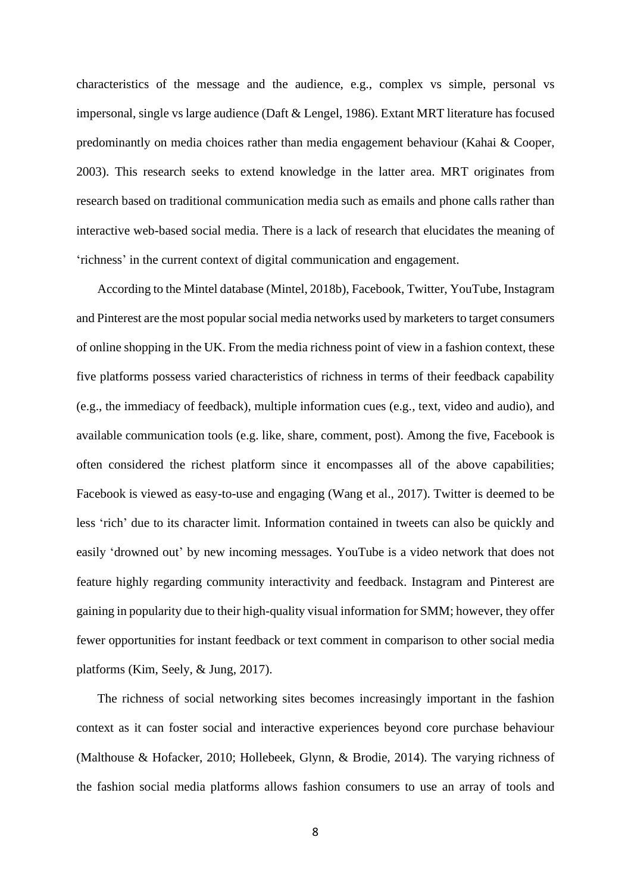characteristics of the message and the audience, e.g., complex vs simple, personal vs impersonal, single vs large audience (Daft & Lengel, 1986). Extant MRT literature has focused predominantly on media choices rather than media engagement behaviour (Kahai & Cooper, 2003). This research seeks to extend knowledge in the latter area. MRT originates from research based on traditional communication media such as emails and phone calls rather than interactive web-based social media. There is a lack of research that elucidates the meaning of 'richness' in the current context of digital communication and engagement.

According to the Mintel database (Mintel, 2018b), Facebook, Twitter, YouTube, Instagram and Pinterest are the most popular social media networks used by marketers to target consumers of online shopping in the UK. From the media richness point of view in a fashion context, these five platforms possess varied characteristics of richness in terms of their feedback capability (e.g., the immediacy of feedback), multiple information cues (e.g., text, video and audio), and available communication tools (e.g. like, share, comment, post). Among the five, Facebook is often considered the richest platform since it encompasses all of the above capabilities; Facebook is viewed as easy-to-use and engaging (Wang et al., 2017). Twitter is deemed to be less 'rich' due to its character limit. Information contained in tweets can also be quickly and easily 'drowned out' by new incoming messages. YouTube is a video network that does not feature highly regarding community interactivity and feedback. Instagram and Pinterest are gaining in popularity due to their high-quality visual information for SMM; however, they offer fewer opportunities for instant feedback or text comment in comparison to other social media platforms (Kim, Seely, & Jung, 2017).

The richness of social networking sites becomes increasingly important in the fashion context as it can foster social and interactive experiences beyond core purchase behaviour (Malthouse & Hofacker, 2010; Hollebeek, Glynn, & Brodie, 2014). The varying richness of the fashion social media platforms allows fashion consumers to use an array of tools and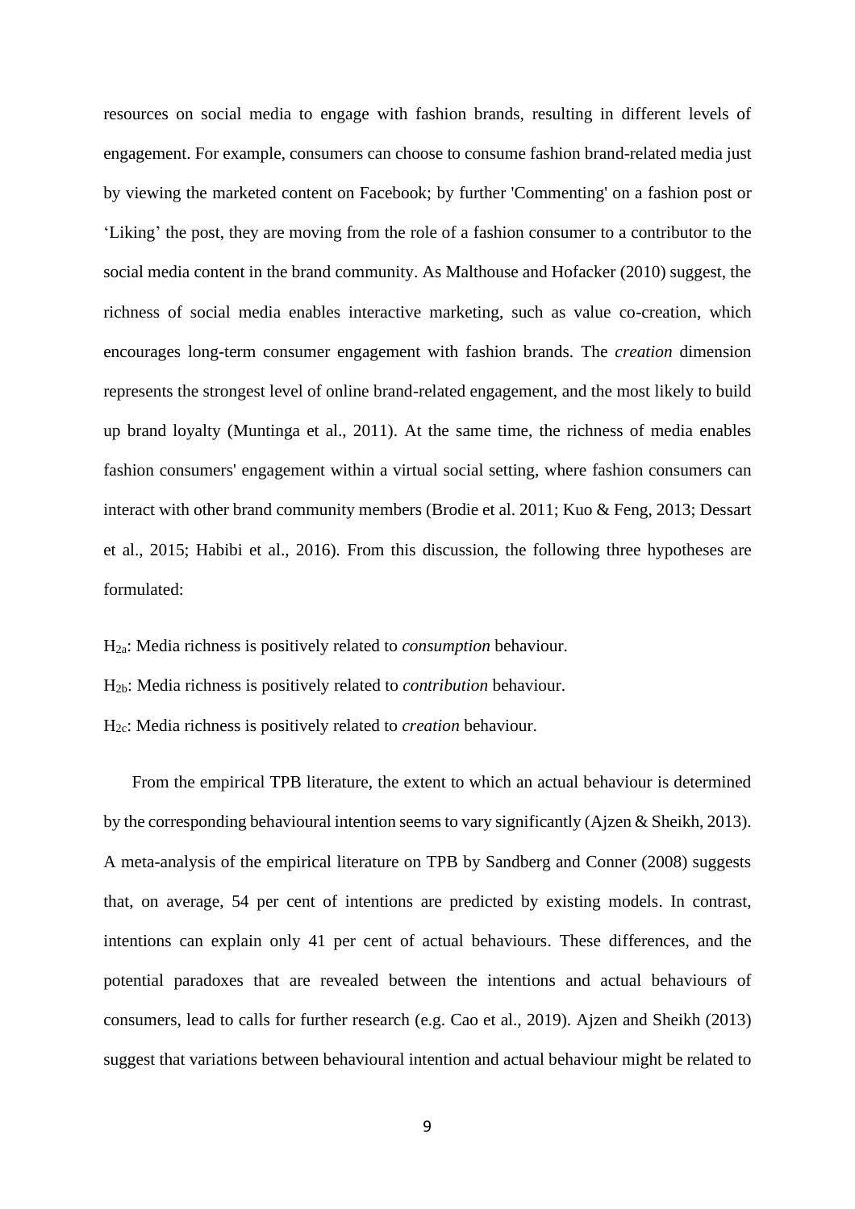resources on social media to engage with fashion brands, resulting in different levels of engagement. For example, consumers can choose to consume fashion brand-related media just by viewing the marketed content on Facebook; by further 'Commenting' on a fashion post or 'Liking' the post, they are moving from the role of a fashion consumer to a contributor to the social media content in the brand community. As Malthouse and Hofacker (2010) suggest, the richness of social media enables interactive marketing, such as value co-creation, which encourages long-term consumer engagement with fashion brands. The *creation* dimension represents the strongest level of online brand-related engagement, and the most likely to build up brand loyalty (Muntinga et al., 2011). At the same time, the richness of media enables fashion consumers' engagement within a virtual social setting, where fashion consumers can interact with other brand community members (Brodie et al. 2011; Kuo & Feng, 2013; Dessart et al., 2015; Habibi et al., 2016). From this discussion, the following three hypotheses are formulated:

$H_{2a}$: Media richness is positively related to *consumption* behaviour.

$H_{2b}$: Media richness is positively related to *contribution* behaviour.

$H_{2c}$: Media richness is positively related to *creation* behaviour.

From the empirical TPB literature, the extent to which an actual behaviour is determined by the corresponding behavioural intention seems to vary significantly (Ajzen & Sheikh, 2013). A meta-analysis of the empirical literature on TPB by Sandberg and Conner (2008) suggests that, on average, 54 per cent of intentions are predicted by existing models. In contrast, intentions can explain only 41 per cent of actual behaviours. These differences, and the potential paradoxes that are revealed between the intentions and actual behaviours of consumers, lead to calls for further research (e.g. Cao et al., 2019). Ajzen and Sheikh (2013) suggest that variations between behavioural intention and actual behaviour might be related to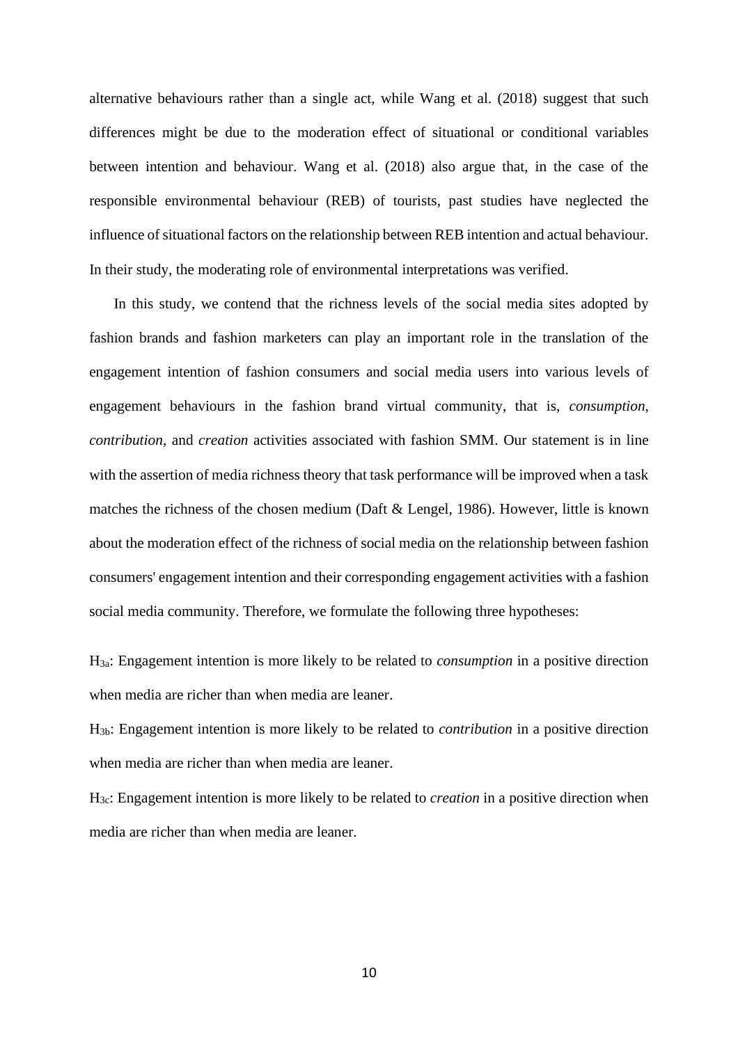alternative behaviours rather than a single act, while Wang et al. (2018) suggest that such differences might be due to the moderation effect of situational or conditional variables between intention and behaviour. Wang et al. (2018) also argue that, in the case of the responsible environmental behaviour (REB) of tourists, past studies have neglected the influence of situational factors on the relationship between REB intention and actual behaviour. In their study, the moderating role of environmental interpretations was verified.

In this study, we contend that the richness levels of the social media sites adopted by fashion brands and fashion marketers can play an important role in the translation of the engagement intention of fashion consumers and social media users into various levels of engagement behaviours in the fashion brand virtual community, that is, *consumption*, *contribution*, and *creation* activities associated with fashion SMM. Our statement is in line with the assertion of media richness theory that task performance will be improved when a task matches the richness of the chosen medium (Daft & Lengel, 1986). However, little is known about the moderation effect of the richness of social media on the relationship between fashion consumers' engagement intention and their corresponding engagement activities with a fashion social media community. Therefore, we formulate the following three hypotheses:

$H_{3a}$: Engagement intention is more likely to be related to *consumption* in a positive direction when media are richer than when media are leaner.

$H_{3b}$: Engagement intention is more likely to be related to *contribution* in a positive direction when media are richer than when media are leaner.

$H_{3c}$: Engagement intention is more likely to be related to *creation* in a positive direction when media are richer than when media are leaner.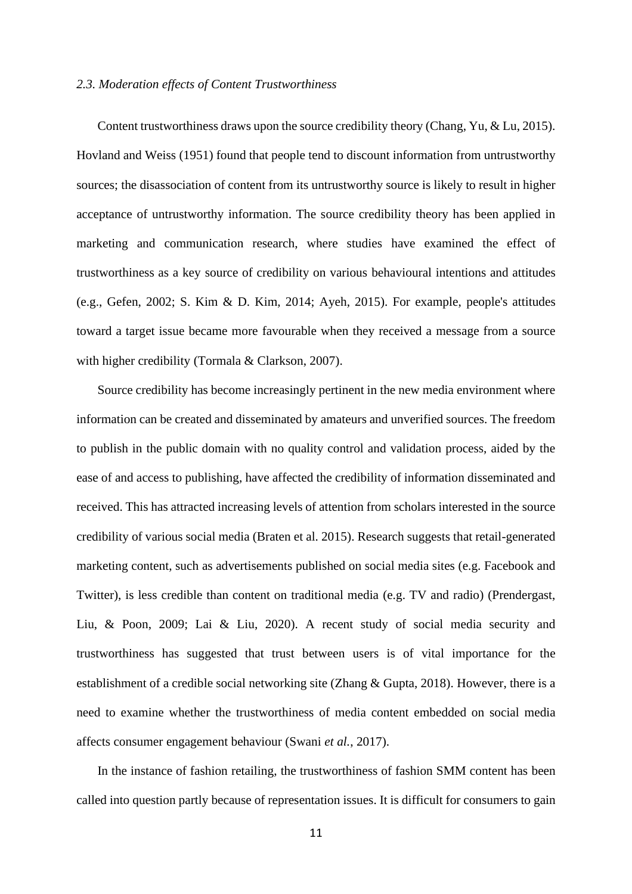### *2.3. Moderation effects of Content Trustworthiness*

Content trustworthiness draws upon the source credibility theory (Chang, Yu, & Lu, 2015). Hovland and Weiss (1951) found that people tend to discount information from untrustworthy sources; the disassociation of content from its untrustworthy source is likely to result in higher acceptance of untrustworthy information. The source credibility theory has been applied in marketing and communication research, where studies have examined the effect of trustworthiness as a key source of credibility on various behavioural intentions and attitudes (e.g., Gefen, 2002; S. Kim & D. Kim, 2014; Ayeh, 2015). For example, people's attitudes toward a target issue became more favourable when they received a message from a source with higher credibility (Tormala & Clarkson, 2007).

Source credibility has become increasingly pertinent in the new media environment where information can be created and disseminated by amateurs and unverified sources. The freedom to publish in the public domain with no quality control and validation process, aided by the ease of and access to publishing, have affected the credibility of information disseminated and received. This has attracted increasing levels of attention from scholars interested in the source credibility of various social media (Braten et al. 2015). Research suggests that retail-generated marketing content, such as advertisements published on social media sites (e.g. Facebook and Twitter), is less credible than content on traditional media (e.g. TV and radio) (Prendergast, Liu, & Poon, 2009; Lai & Liu, 2020). A recent study of social media security and trustworthiness has suggested that trust between users is of vital importance for the establishment of a credible social networking site (Zhang & Gupta, 2018). However, there is a need to examine whether the trustworthiness of media content embedded on social media affects consumer engagement behaviour (Swani *et al.*, 2017).

In the instance of fashion retailing, the trustworthiness of fashion SMM content has been called into question partly because of representation issues. It is difficult for consumers to gain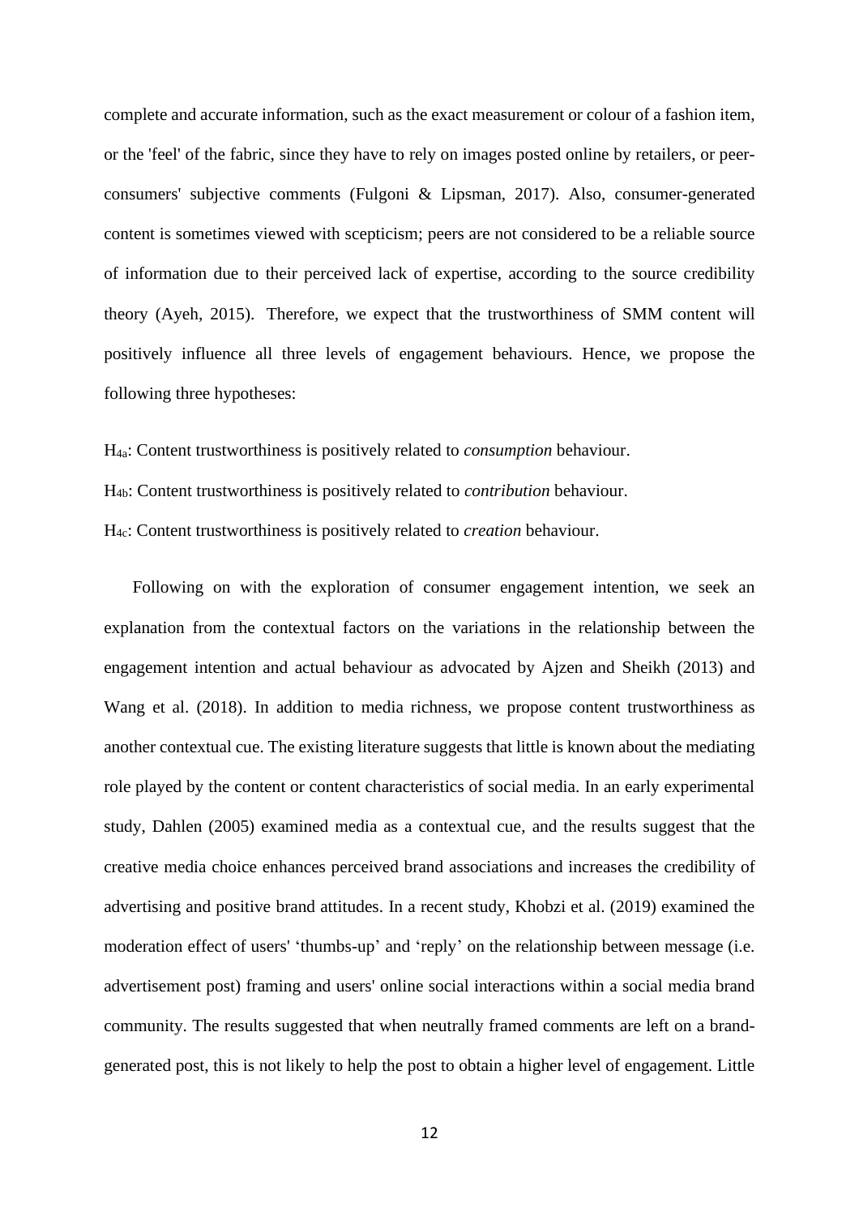complete and accurate information, such as the exact measurement or colour of a fashion item, or the 'feel' of the fabric, since they have to rely on images posted online by retailers, or peer-consumers' subjective comments (Fulgoni & Lipsman, 2017). Also, consumer-generated content is sometimes viewed with scepticism; peers are not considered to be a reliable source of information due to their perceived lack of expertise, according to the source credibility theory (Ayeh, 2015). Therefore, we expect that the trustworthiness of SMM content will positively influence all three levels of engagement behaviours. Hence, we propose the following three hypotheses:

$H_{4a}$: Content trustworthiness is positively related to *consumption* behaviour.

$H_{4b}$: Content trustworthiness is positively related to *contribution* behaviour.

$H_{4c}$: Content trustworthiness is positively related to *creation* behaviour.

Following on with the exploration of consumer engagement intention, we seek an explanation from the contextual factors on the variations in the relationship between the engagement intention and actual behaviour as advocated by Ajzen and Sheikh (2013) and Wang et al. (2018). In addition to media richness, we propose content trustworthiness as another contextual cue. The existing literature suggests that little is known about the mediating role played by the content or content characteristics of social media. In an early experimental study, Dahlen (2005) examined media as a contextual cue, and the results suggest that the creative media choice enhances perceived brand associations and increases the credibility of advertising and positive brand attitudes. In a recent study, Khobzi et al. (2019) examined the moderation effect of users' 'thumbs-up' and 'reply' on the relationship between message (i.e. advertisement post) framing and users' online social interactions within a social media brand community. The results suggested that when neutrally framed comments are left on a brand-generated post, this is not likely to help the post to obtain a higher level of engagement. Little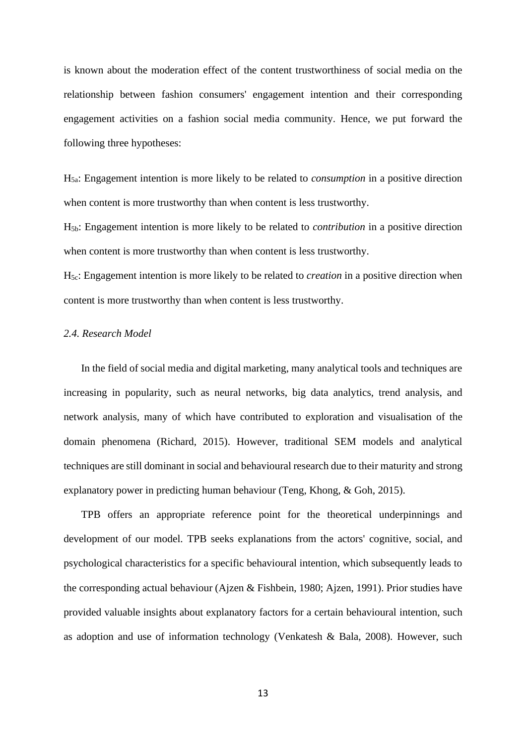is known about the moderation effect of the content trustworthiness of social media on the relationship between fashion consumers' engagement intention and their corresponding engagement activities on a fashion social media community. Hence, we put forward the following three hypotheses:

$H_{5a}$: Engagement intention is more likely to be related to *consumption* in a positive direction when content is more trustworthy than when content is less trustworthy.

$H_{5b}$: Engagement intention is more likely to be related to *contribution* in a positive direction when content is more trustworthy than when content is less trustworthy.

$H_{5c}$: Engagement intention is more likely to be related to *creation* in a positive direction when content is more trustworthy than when content is less trustworthy.

### *2.4. Research Model*

In the field of social media and digital marketing, many analytical tools and techniques are increasing in popularity, such as neural networks, big data analytics, trend analysis, and network analysis, many of which have contributed to exploration and visualisation of the domain phenomena (Richard, 2015). However, traditional SEM models and analytical techniques are still dominant in social and behavioural research due to their maturity and strong explanatory power in predicting human behaviour (Teng, Khong, & Goh, 2015).

TPB offers an appropriate reference point for the theoretical underpinnings and development of our model. TPB seeks explanations from the actors' cognitive, social, and psychological characteristics for a specific behavioural intention, which subsequently leads to the corresponding actual behaviour (Ajzen & Fishbein, 1980; Ajzen, 1991). Prior studies have provided valuable insights about explanatory factors for a certain behavioural intention, such as adoption and use of information technology (Venkatesh & Bala, 2008). However, such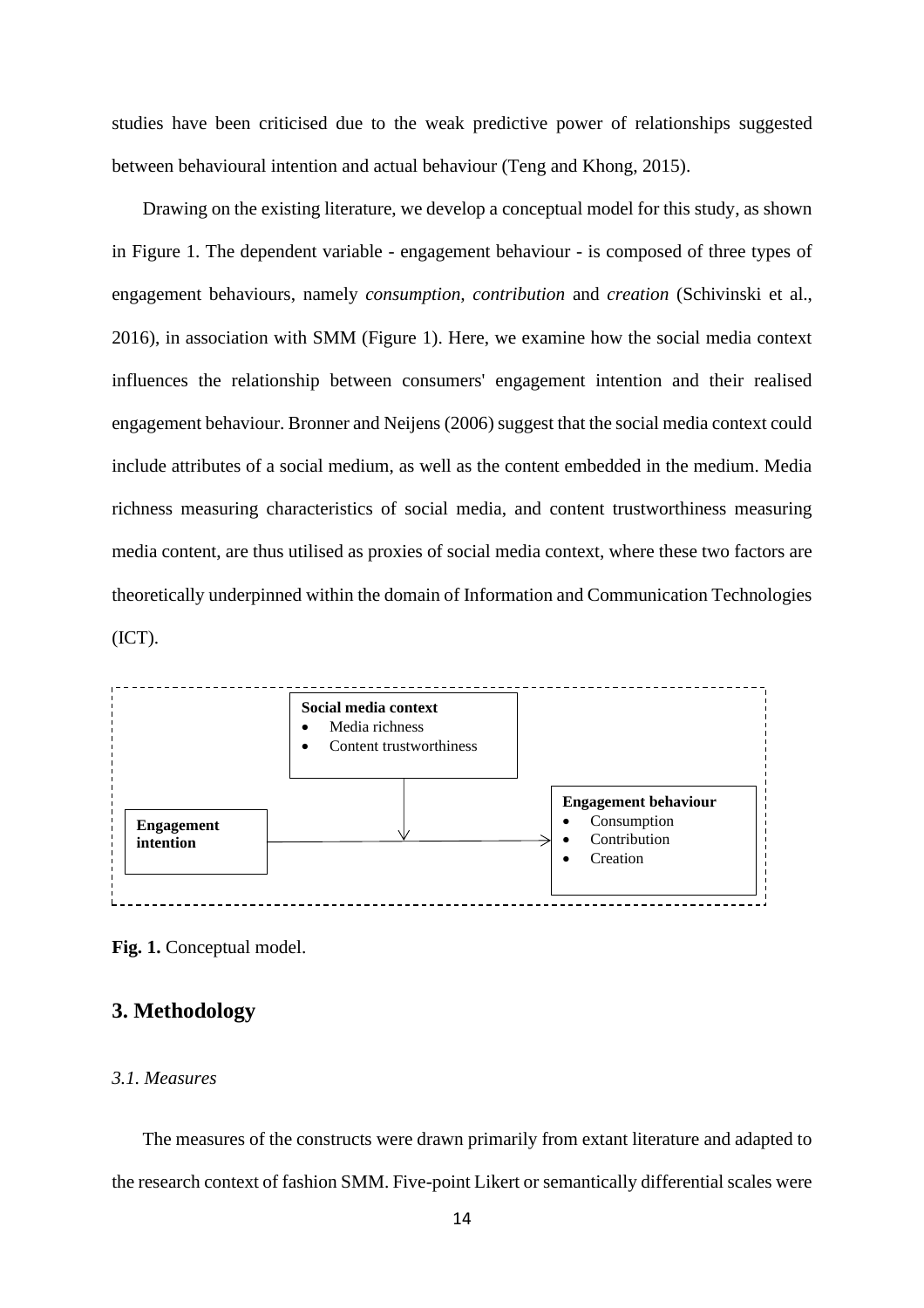studies have been criticised due to the weak predictive power of relationships suggested between behavioural intention and actual behaviour (Teng and Khong, 2015).

Drawing on the existing literature, we develop a conceptual model for this study, as shown in Figure 1. The dependent variable - engagement behaviour - is composed of three types of engagement behaviours, namely *consumption*, *contribution* and *creation* (Schivinski et al., 2016), in association with SMM (Figure 1). Here, we examine how the social media context influences the relationship between consumers' engagement intention and their realised engagement behaviour. Bronner and Neijens (2006) suggest that the social media context could include attributes of a social medium, as well as the content embedded in the medium. Media richness measuring characteristics of social media, and content trustworthiness measuring media content, are thus utilised as proxies of social media context, where these two factors are theoretically underpinned within the domain of Information and Communication Technologies (ICT).

**Social media context**
- Media richness
- Content trustworthiness

**Engagement intention**

**Engagement behaviour**
- Consumption
- Contribution
- Creation

**Fig. 1.** Conceptual model.

## 3. Methodology

### *3.1. Measures*

The measures of the constructs were drawn primarily from extant literature and adapted to the research context of fashion SMM. Five-point Likert or semantically differential scales were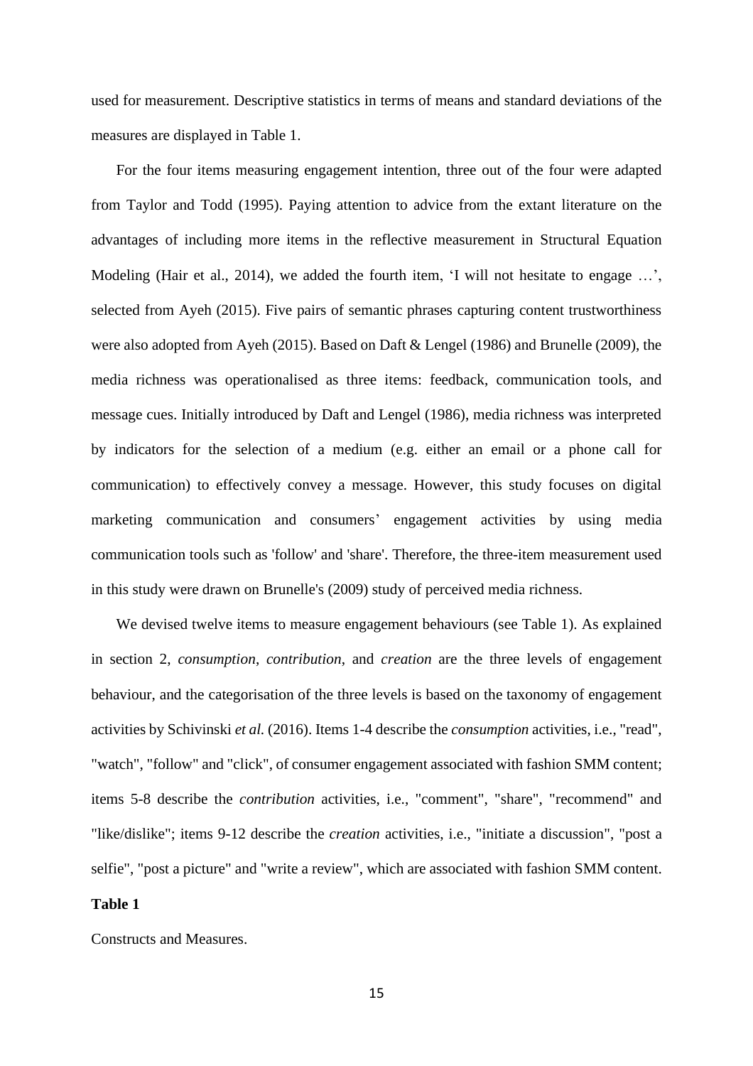used for measurement. Descriptive statistics in terms of means and standard deviations of the measures are displayed in Table 1.

For the four items measuring engagement intention, three out of the four were adapted from Taylor and Todd (1995). Paying attention to advice from the extant literature on the advantages of including more items in the reflective measurement in Structural Equation Modeling (Hair et al., 2014), we added the fourth item, 'I will not hesitate to engage …', selected from Ayeh (2015). Five pairs of semantic phrases capturing content trustworthiness were also adopted from Ayeh (2015). Based on Daft & Lengel (1986) and Brunelle (2009), the media richness was operationalised as three items: feedback, communication tools, and message cues. Initially introduced by Daft and Lengel (1986), media richness was interpreted by indicators for the selection of a medium (e.g. either an email or a phone call for communication) to effectively convey a message. However, this study focuses on digital marketing communication and consumers' engagement activities by using media communication tools such as 'follow' and 'share'. Therefore, the three-item measurement used in this study were drawn on Brunelle's (2009) study of perceived media richness.

We devised twelve items to measure engagement behaviours (see Table 1). As explained in section 2, *consumption*, *contribution*, and *creation* are the three levels of engagement behaviour, and the categorisation of the three levels is based on the taxonomy of engagement activities by Schivinski *et al.* (2016). Items 1-4 describe the *consumption* activities, i.e., "read", "watch", "follow" and "click", of consumer engagement associated with fashion SMM content; items 5-8 describe the *contribution* activities, i.e., "comment", "share", "recommend" and "like/dislike"; items 9-12 describe the *creation* activities, i.e., "initiate a discussion", "post a selfie", "post a picture" and "write a review", which are associated with fashion SMM content.

**Table 1**

Constructs and Measures.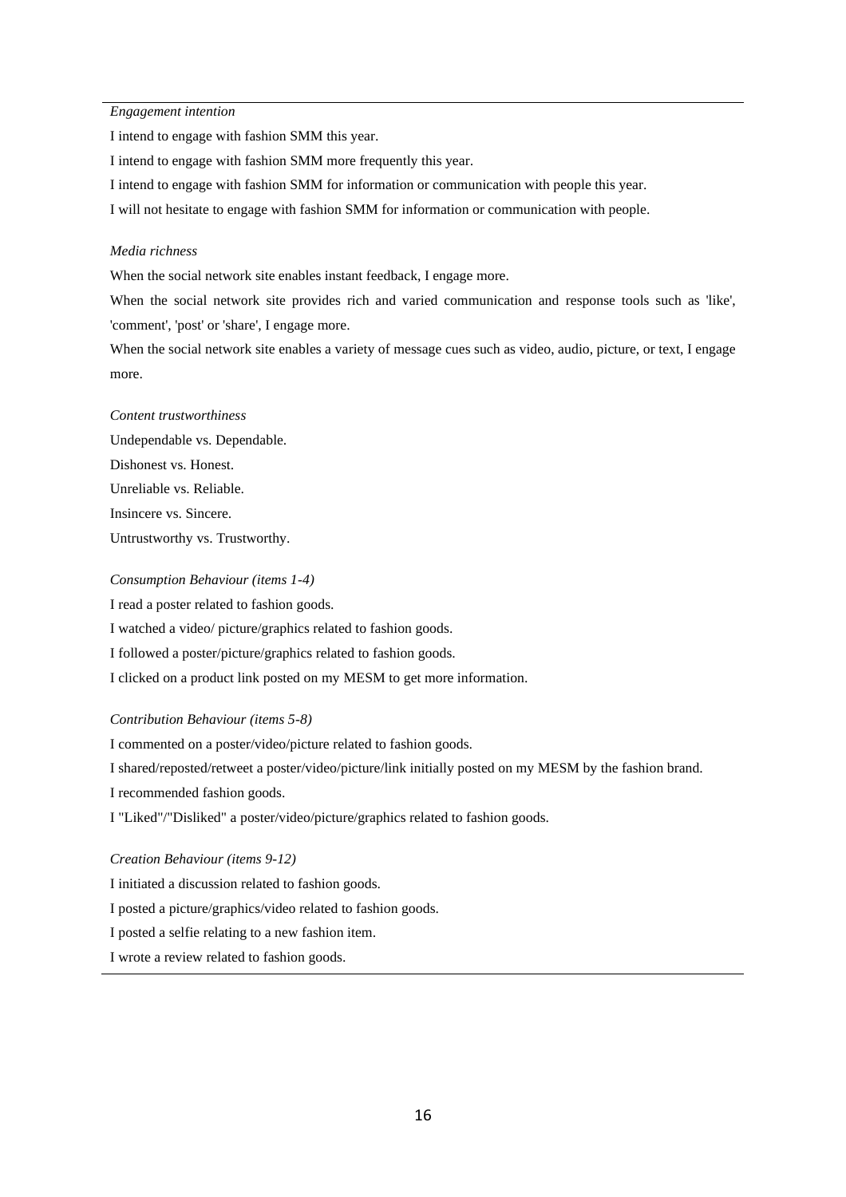*Engagement intention*

I intend to engage with fashion SMM this year.

I intend to engage with fashion SMM more frequently this year.

I intend to engage with fashion SMM for information or communication with people this year.

I will not hesitate to engage with fashion SMM for information or communication with people.

*Media richness*

When the social network site enables instant feedback, I engage more.

When the social network site provides rich and varied communication and response tools such as 'like', 'comment', 'post' or 'share', I engage more.

When the social network site enables a variety of message cues such as video, audio, picture, or text, I engage more.

*Content trustworthiness*

Undependable vs. Dependable.

Dishonest vs. Honest.

Unreliable vs. Reliable.

Insincere vs. Sincere.

Untrustworthy vs. Trustworthy.

*Consumption Behaviour (items 1-4)*

I read a poster related to fashion goods.

I watched a video/ picture/graphics related to fashion goods.

I followed a poster/picture/graphics related to fashion goods.

I clicked on a product link posted on my MESM to get more information.

*Contribution Behaviour (items 5-8)*

I commented on a poster/video/picture related to fashion goods.

I shared/reposted/retweet a poster/video/picture/link initially posted on my MESM by the fashion brand.

I recommended fashion goods.

I "Liked"/"Disliked" a poster/video/picture/graphics related to fashion goods.

*Creation Behaviour (items 9-12)*

I initiated a discussion related to fashion goods.

I posted a picture/graphics/video related to fashion goods.

I posted a selfie relating to a new fashion item.

I wrote a review related to fashion goods.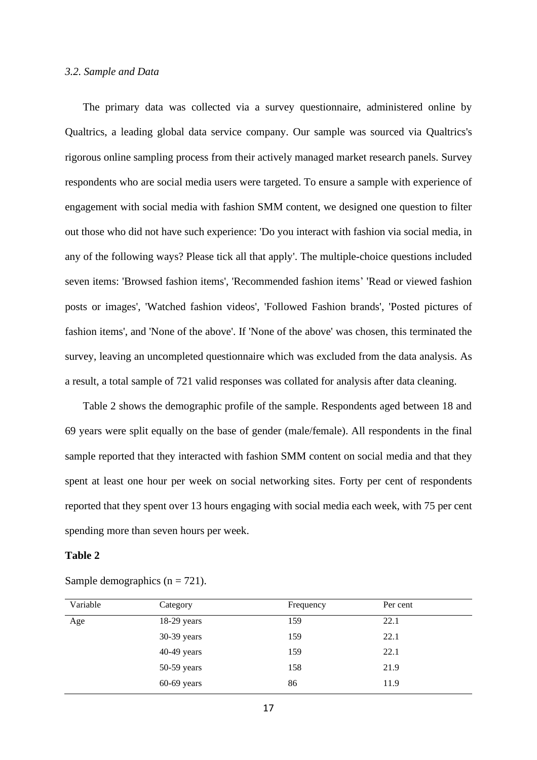### *3.2. Sample and Data*

The primary data was collected via a survey questionnaire, administered online by Qualtrics, a leading global data service company. Our sample was sourced via Qualtrics's rigorous online sampling process from their actively managed market research panels. Survey respondents who are social media users were targeted. To ensure a sample with experience of engagement with social media with fashion SMM content, we designed one question to filter out those who did not have such experience: 'Do you interact with fashion via social media, in any of the following ways? Please tick all that apply'. The multiple-choice questions included seven items: 'Browsed fashion items', 'Recommended fashion items' 'Read or viewed fashion posts or images', 'Watched fashion videos', 'Followed Fashion brands', 'Posted pictures of fashion items', and 'None of the above'. If 'None of the above' was chosen, this terminated the survey, leaving an uncompleted questionnaire which was excluded from the data analysis. As a result, a total sample of 721 valid responses was collated for analysis after data cleaning.

Table 2 shows the demographic profile of the sample. Respondents aged between 18 and 69 years were split equally on the base of gender (male/female). All respondents in the final sample reported that they interacted with fashion SMM content on social media and that they spent at least one hour per week on social networking sites. Forty per cent of respondents reported that they spent over 13 hours engaging with social media each week, with 75 per cent spending more than seven hours per week.

**Table 2**

Sample demographics (n = 721).

| Variable | Category | Frequency | Per cent |
|---|---|---|---|
| Age | 18-29 years | 159 | 22.1 |
| | 30-39 years | 159 | 22.1 |
| | 40-49 years | 159 | 22.1 |
| | 50-59 years | 158 | 21.9 |
| | 60-69 years | 86 | 11.9 |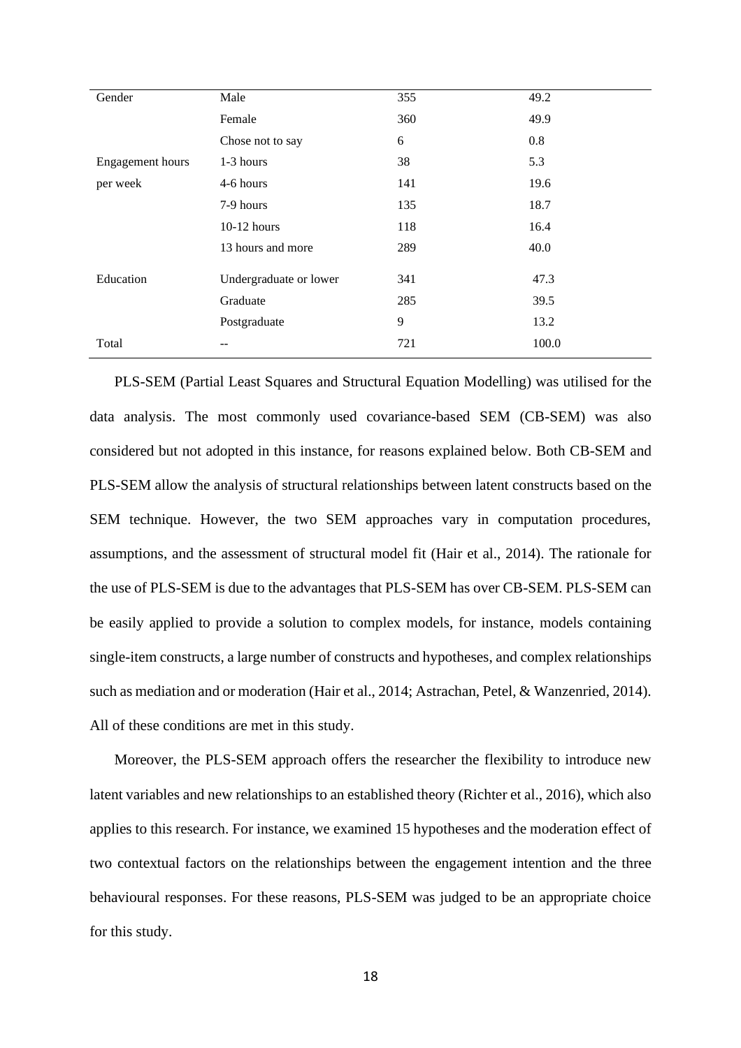| Gender | Male | 355 | 49.2 |
| --- | --- | --- | --- |
| | Female | 360 | 49.9 |
| | Chose not to say | 6 | 0.8 |
| Engagement hours per week | 1-3 hours | 38 | 5.3 |
| | 4-6 hours | 141 | 19.6 |
| | 7-9 hours | 135 | 18.7 |
| | 10-12 hours | 118 | 16.4 |
| | 13 hours and more | 289 | 40.0 |
| Education | Undergraduate or lower | 341 | 47.3 |
| | Graduate | 285 | 39.5 |
| | Postgraduate | 9 | 13.2 |
| Total | -- | 721 | 100.0 |

PLS-SEM (Partial Least Squares and Structural Equation Modelling) was utilised for the data analysis. The most commonly used covariance-based SEM (CB-SEM) was also considered but not adopted in this instance, for reasons explained below. Both CB-SEM and PLS-SEM allow the analysis of structural relationships between latent constructs based on the SEM technique. However, the two SEM approaches vary in computation procedures, assumptions, and the assessment of structural model fit (Hair et al., 2014). The rationale for the use of PLS-SEM is due to the advantages that PLS-SEM has over CB-SEM. PLS-SEM can be easily applied to provide a solution to complex models, for instance, models containing single-item constructs, a large number of constructs and hypotheses, and complex relationships such as mediation and or moderation (Hair et al., 2014; Astrachan, Petel, & Wanzenried, 2014). All of these conditions are met in this study.

Moreover, the PLS-SEM approach offers the researcher the flexibility to introduce new latent variables and new relationships to an established theory (Richter et al., 2016), which also applies to this research. For instance, we examined 15 hypotheses and the moderation effect of two contextual factors on the relationships between the engagement intention and the three behavioural responses. For these reasons, PLS-SEM was judged to be an appropriate choice for this study.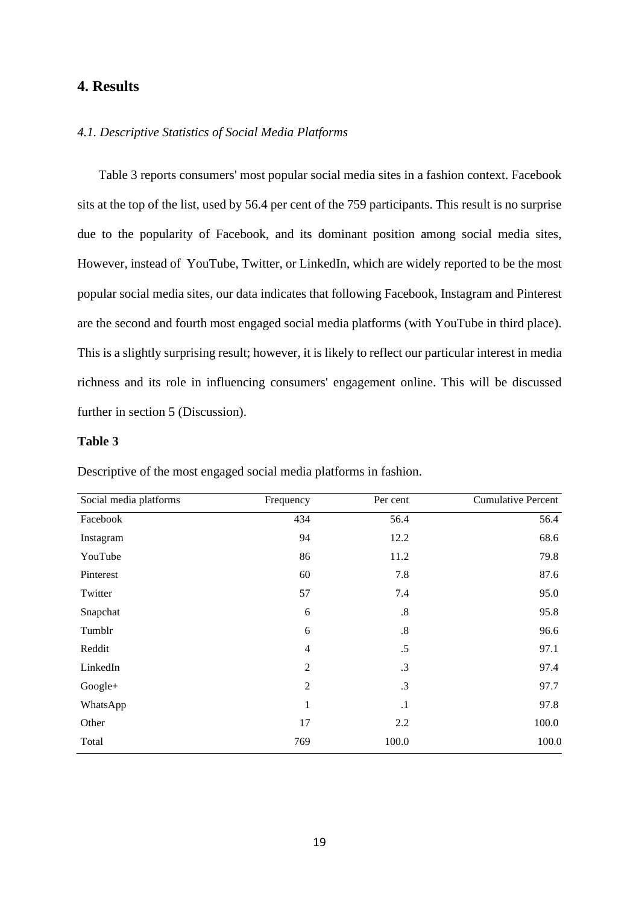## 4. Results

### *4.1. Descriptive Statistics of Social Media Platforms*

Table 3 reports consumers' most popular social media sites in a fashion context. Facebook sits at the top of the list, used by 56.4 per cent of the 759 participants. This result is no surprise due to the popularity of Facebook, and its dominant position among social media sites, However, instead of YouTube, Twitter, or LinkedIn, which are widely reported to be the most popular social media sites, our data indicates that following Facebook, Instagram and Pinterest are the second and fourth most engaged social media platforms (with YouTube in third place). This is a slightly surprising result; however, it is likely to reflect our particular interest in media richness and its role in influencing consumers' engagement online. This will be discussed further in section 5 (Discussion).

**Table 3**

Descriptive of the most engaged social media platforms in fashion.

| Social media platforms | Frequency | Per cent | Cumulative Percent |
|---|---|---|---|
| Facebook | 434 | 56.4 | 56.4 |
| Instagram | 94 | 12.2 | 68.6 |
| YouTube | 86 | 11.2 | 79.8 |
| Pinterest | 60 | 7.8 | 87.6 |
| Twitter | 57 | 7.4 | 95.0 |
| Snapchat | 6 | .8 | 95.8 |
| Tumblr | 6 | .8 | 96.6 |
| Reddit | 4 | .5 | 97.1 |
| LinkedIn | 2 | .3 | 97.4 |
| Google+ | 2 | .3 | 97.7 |
| WhatsApp | 1 | .1 | 97.8 |
| Other | 17 | 2.2 | 100.0 |
| Total | 769 | 100.0 | 100.0 |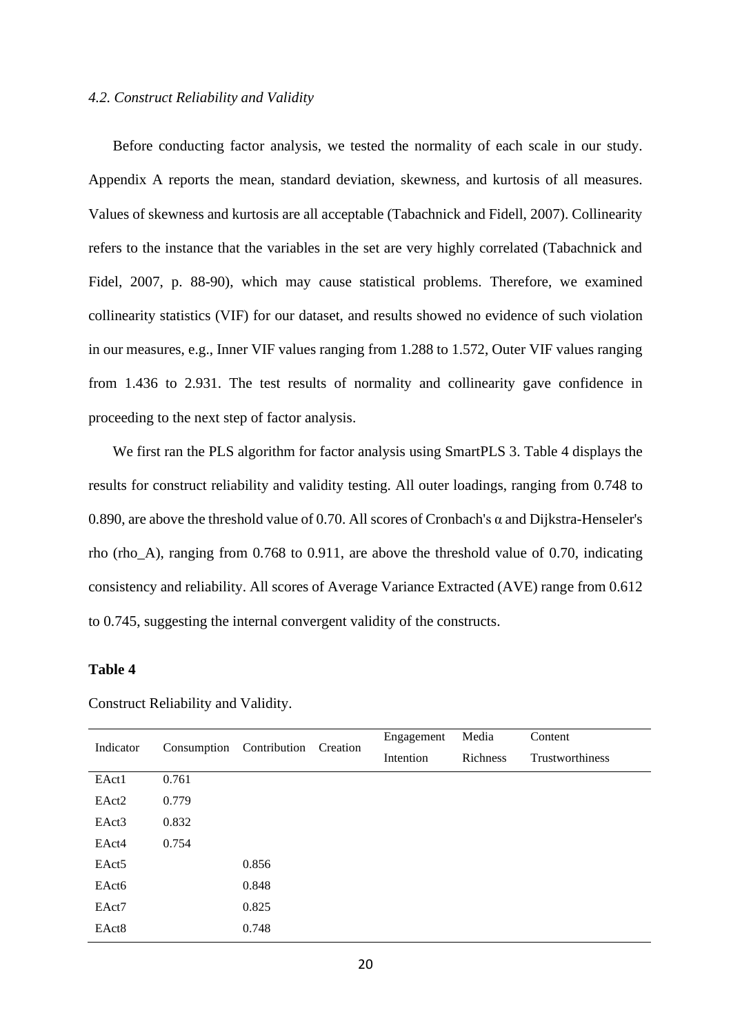*4.2. Construct Reliability and Validity*

Before conducting factor analysis, we tested the normality of each scale in our study. Appendix A reports the mean, standard deviation, skewness, and kurtosis of all measures. Values of skewness and kurtosis are all acceptable (Tabachnick and Fidell, 2007). Collinearity refers to the instance that the variables in the set are very highly correlated (Tabachnick and Fidel, 2007, p. 88-90), which may cause statistical problems. Therefore, we examined collinearity statistics (VIF) for our dataset, and results showed no evidence of such violation in our measures, e.g., Inner VIF values ranging from 1.288 to 1.572, Outer VIF values ranging from 1.436 to 2.931. The test results of normality and collinearity gave confidence in proceeding to the next step of factor analysis.

We first ran the PLS algorithm for factor analysis using SmartPLS 3. Table 4 displays the results for construct reliability and validity testing. All outer loadings, ranging from 0.748 to 0.890, are above the threshold value of 0.70. All scores of Cronbach's α and Dijkstra-Henseler's rho (rho_A), ranging from 0.768 to 0.911, are above the threshold value of 0.70, indicating consistency and reliability. All scores of Average Variance Extracted (AVE) range from 0.612 to 0.745, suggesting the internal convergent validity of the constructs.

**Table 4**

Construct Reliability and Validity.

| Indicator | Consumption | Contribution | Creation | Engagement Intention | Media Richness | Content Trustworthiness |
|---|---|---|---|---|---|---|
| EAct1 | 0.761 | | | | | |
| EAct2 | 0.779 | | | | | |
| EAct3 | 0.832 | | | | | |
| EAct4 | 0.754 | | | | | |
| EAct5 | | 0.856 | | | | |
| EAct6 | | 0.848 | | | | |
| EAct7 | | 0.825 | | | | |
| EAct8 | | 0.748 | | | | |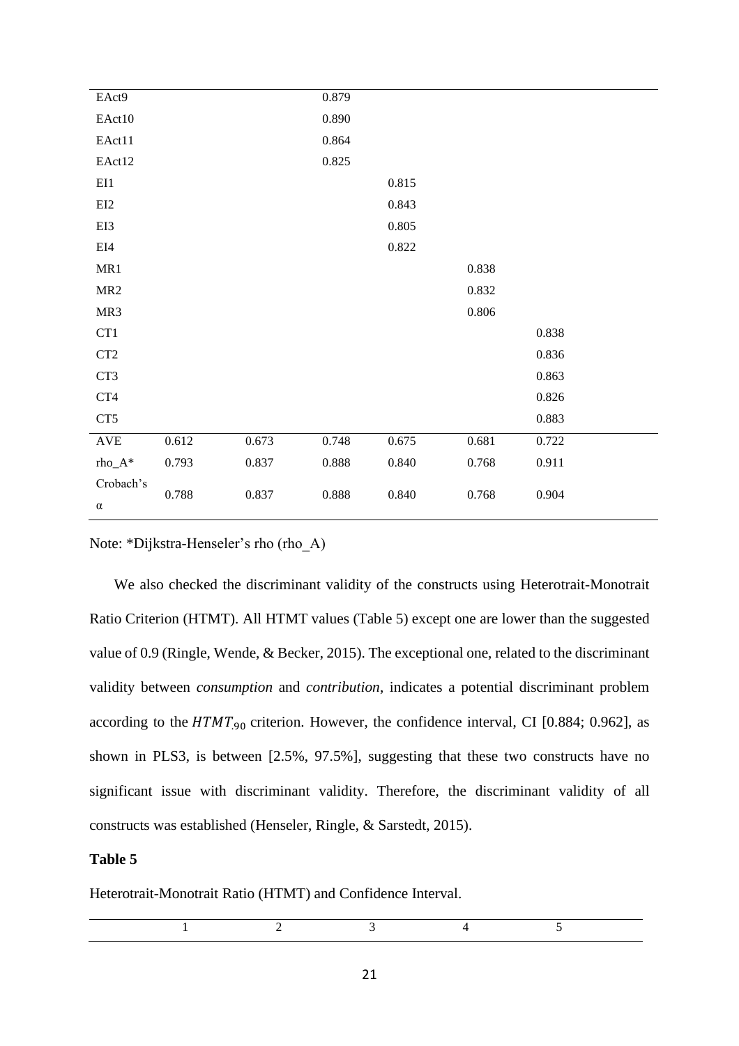| | | | | | | |
|---|---|---|---|---|---|---|
| EAct9 | | | 0.879 | | | |
| EAct10 | | | 0.890 | | | |
| EAct11 | | | 0.864 | | | |
| EAct12 | | | 0.825 | | | |
| EI1 | | | | 0.815 | | |
| EI2 | | | | 0.843 | | |
| EI3 | | | | 0.805 | | |
| EI4 | | | | 0.822 | | |
| MR1 | | | | | 0.838 | |
| MR2 | | | | | 0.832 | |
| MR3 | | | | | 0.806 | |
| CT1 | | | | | | 0.838 |
| CT2 | | | | | | 0.836 |
| CT3 | | | | | | 0.863 |
| CT4 | | | | | | 0.826 |
| CT5 | | | | | | 0.883 |
| AVE | 0.612 | 0.673 | 0.748 | 0.675 | 0.681 | 0.722 |
| rho_A* | 0.793 | 0.837 | 0.888 | 0.840 | 0.768 | 0.911 |
| Crobach's α | 0.788 | 0.837 | 0.888 | 0.840 | 0.768 | 0.904 |

Note: *Dijkstra-Henseler's rho (rho_A)

We also checked the discriminant validity of the constructs using Heterotrait-Monotrait Ratio Criterion (HTMT). All HTMT values (Table 5) except one are lower than the suggested value of 0.9 (Ringle, Wende, & Becker, 2015). The exceptional one, related to the discriminant validity between *consumption* and *contribution*, indicates a potential discriminant problem according to the $HTMT_{.90}$ criterion. However, the confidence interval, CI [0.884; 0.962], as shown in PLS3, is between [2.5%, 97.5%], suggesting that these two constructs have no significant issue with discriminant validity. Therefore, the discriminant validity of all constructs was established (Henseler, Ringle, & Sarstedt, 2015).

**Table 5**

Heterotrait-Monotrait Ratio (HTMT) and Confidence Interval.

| | 1 | 2 | 3 | 4 | 5 |
|---|---|---|---|---|---|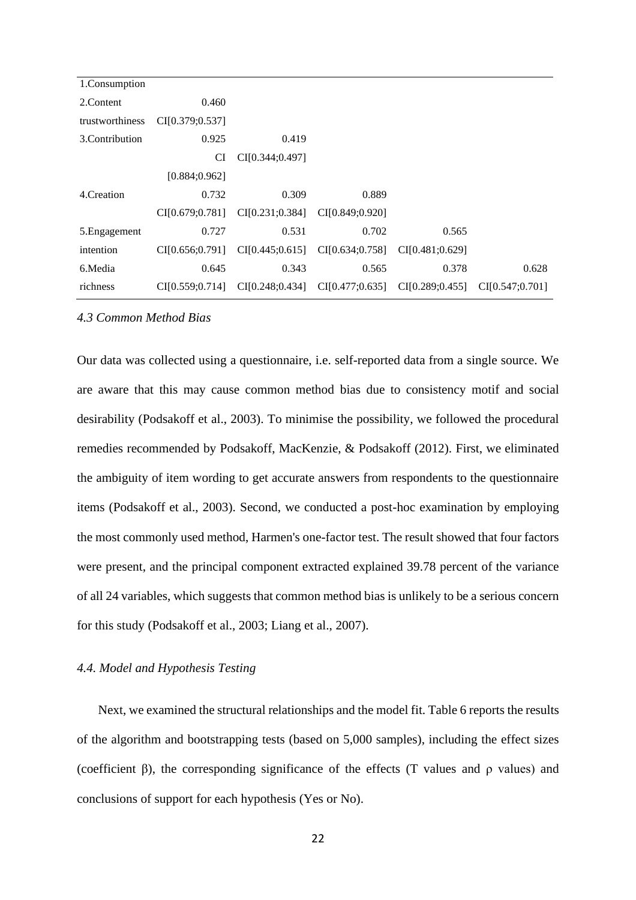| | | | | | |
|---|---|---|---|---|---|
| 1.Consumption | | | | | |
| 2.Content trustworthiness | 0.460 CI[0.379;0.537] | | | | |
| 3.Contribution | 0.925 CI [0.884;0.962] | 0.419 CI[0.344;0.497] | | | |
| 4.Creation | 0.732 CI[0.679;0.781] | 0.309 CI[0.231;0.384] | 0.889 CI[0.849;0.920] | | |
| 5.Engagement intention | 0.727 CI[0.656;0.791] | 0.531 CI[0.445;0.615] | 0.702 CI[0.634;0.758] | 0.565 CI[0.481;0.629] | |
| 6.Media richness | 0.645 CI[0.559;0.714] | 0.343 CI[0.248;0.434] | 0.565 CI[0.477;0.635] | 0.378 CI[0.289;0.455] | 0.628 CI[0.547;0.701] |

### *4.3 Common Method Bias*

Our data was collected using a questionnaire, i.e. self-reported data from a single source. We are aware that this may cause common method bias due to consistency motif and social desirability (Podsakoff et al., 2003). To minimise the possibility, we followed the procedural remedies recommended by Podsakoff, MacKenzie, & Podsakoff (2012). First, we eliminated the ambiguity of item wording to get accurate answers from respondents to the questionnaire items (Podsakoff et al., 2003). Second, we conducted a post-hoc examination by employing the most commonly used method, Harmen's one-factor test. The result showed that four factors were present, and the principal component extracted explained 39.78 percent of the variance of all 24 variables, which suggests that common method bias is unlikely to be a serious concern for this study (Podsakoff et al., 2003; Liang et al., 2007).

### *4.4. Model and Hypothesis Testing*

Next, we examined the structural relationships and the model fit. Table 6 reports the results of the algorithm and bootstrapping tests (based on 5,000 samples), including the effect sizes (coefficient β), the corresponding significance of the effects (T values and ρ values) and conclusions of support for each hypothesis (Yes or No).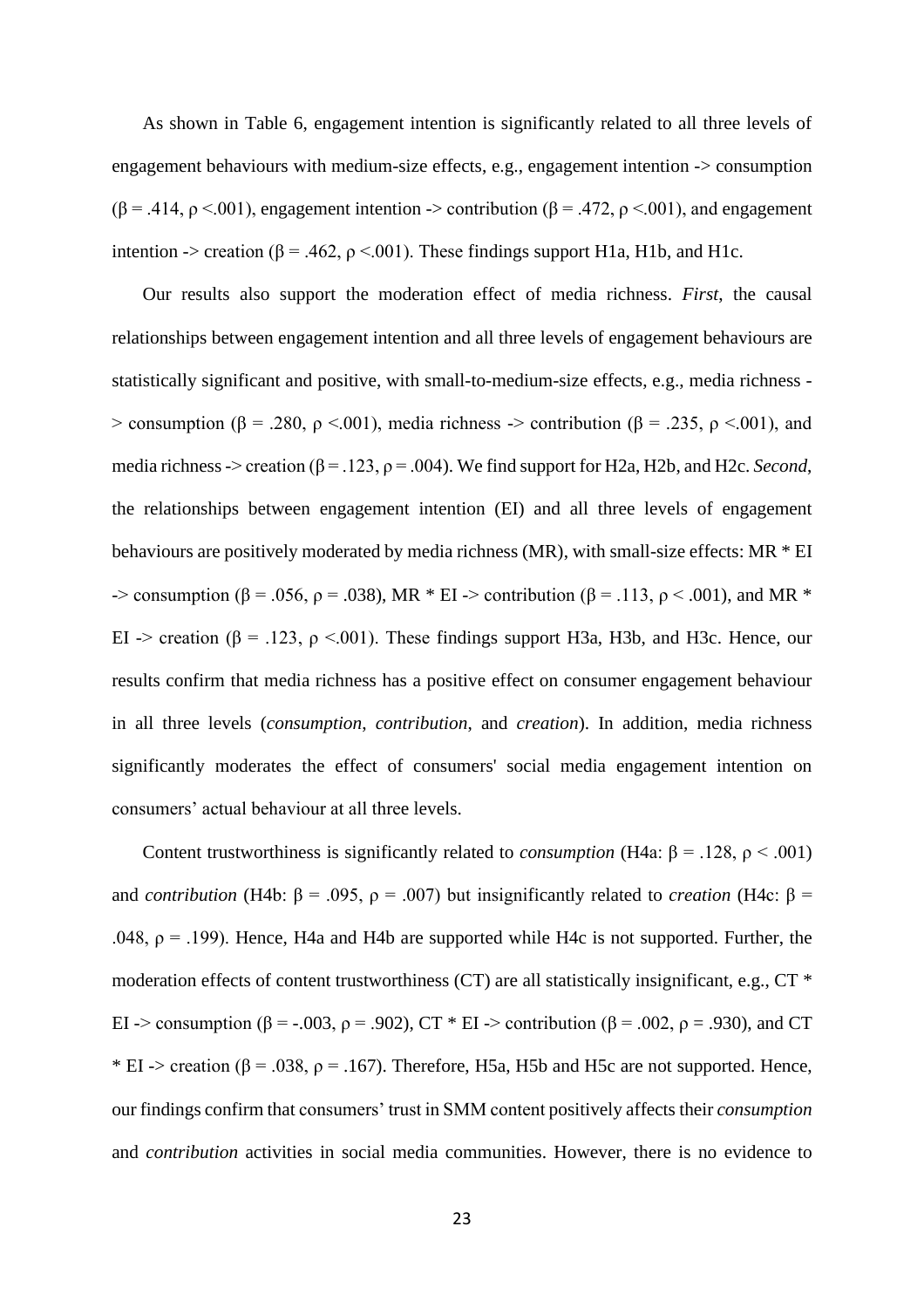As shown in Table 6, engagement intention is significantly related to all three levels of engagement behaviours with medium-size effects, e.g., engagement intention -> consumption ($\beta = .414$, $\rho <.001$), engagement intention -> contribution ($\beta = .472$, $\rho <.001$), and engagement intention -> creation ($\beta = .462$, $\rho <.001$). These findings support H1a, H1b, and H1c.

Our results also support the moderation effect of media richness. *First*, the causal relationships between engagement intention and all three levels of engagement behaviours are statistically significant and positive, with small-to-medium-size effects, e.g., media richness -> consumption ($\beta = .280$, $\rho <.001$), media richness -> contribution ($\beta = .235$, $\rho <.001$), and media richness -> creation ($\beta = .123$, $\rho = .004$). We find support for H2a, H2b, and H2c. *Second*, the relationships between engagement intention (EI) and all three levels of engagement behaviours are positively moderated by media richness (MR), with small-size effects: MR * EI -> consumption ($\beta = .056$, $\rho = .038$), MR * EI -> contribution ($\beta = .113$, $\rho < .001$), and MR * EI -> creation ($\beta = .123$, $\rho <.001$). These findings support H3a, H3b, and H3c. Hence, our results confirm that media richness has a positive effect on consumer engagement behaviour in all three levels (*consumption*, *contribution*, and *creation*). In addition, media richness significantly moderates the effect of consumers' social media engagement intention on consumers' actual behaviour at all three levels.

Content trustworthiness is significantly related to *consumption* (H4a: $\beta = .128$, $\rho < .001$) and *contribution* (H4b: $\beta = .095$, $\rho = .007$) but insignificantly related to *creation* (H4c: $\beta = .048$, $\rho = .199$). Hence, H4a and H4b are supported while H4c is not supported. Further, the moderation effects of content trustworthiness (CT) are all statistically insignificant, e.g., CT * EI -> consumption ($\beta = -.003$, $\rho = .902$), CT * EI -> contribution ($\beta = .002$, $\rho = .930$), and CT * EI -> creation ($\beta = .038$, $\rho = .167$). Therefore, H5a, H5b and H5c are not supported. Hence, our findings confirm that consumers' trust in SMM content positively affects their *consumption* and *contribution* activities in social media communities. However, there is no evidence to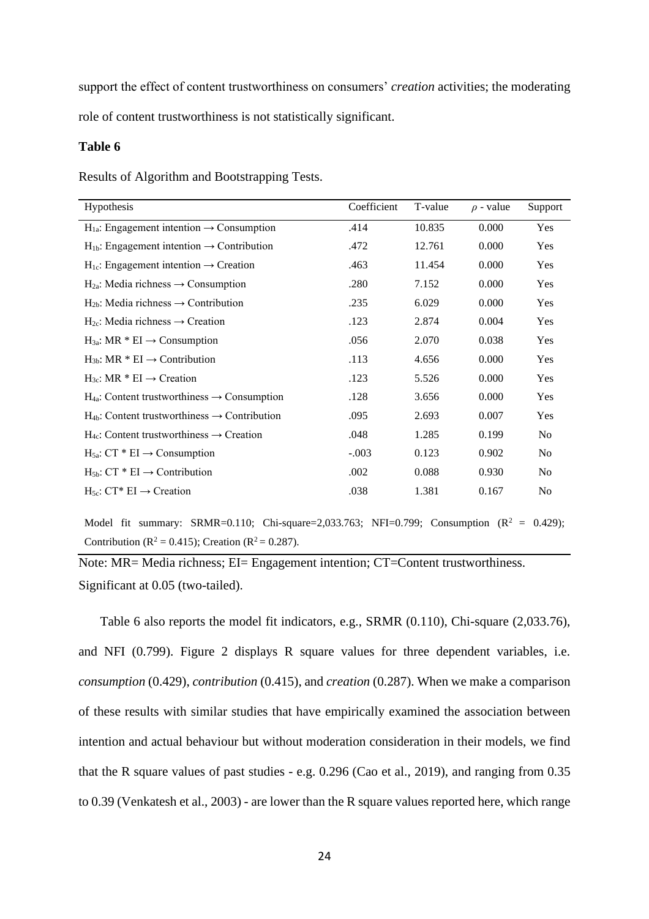support the effect of content trustworthiness on consumers' *creation* activities; the moderating role of content trustworthiness is not statistically significant.

**Table 6**

Results of Algorithm and Bootstrapping Tests.

| Hypothesis | Coefficient | T-value | $\rho$ - value | Support |
|---|---|---|---|---|
| $H_{1a}$: Engagement intention → Consumption | .414 | 10.835 | 0.000 | Yes |
| $H_{1b}$: Engagement intention → Contribution | .472 | 12.761 | 0.000 | Yes |
| $H_{1c}$: Engagement intention → Creation | .463 | 11.454 | 0.000 | Yes |
| $H_{2a}$: Media richness → Consumption | .280 | 7.152 | 0.000 | Yes |
| $H_{2b}$: Media richness → Contribution | .235 | 6.029 | 0.000 | Yes |
| $H_{2c}$: Media richness → Creation | .123 | 2.874 | 0.004 | Yes |
| $H_{3a}$: MR * EI → Consumption | .056 | 2.070 | 0.038 | Yes |
| $H_{3b}$: MR * EI → Contribution | .113 | 4.656 | 0.000 | Yes |
| $H_{3c}$: MR * EI → Creation | .123 | 5.526 | 0.000 | Yes |
| $H_{4a}$: Content trustworthiness → Consumption | .128 | 3.656 | 0.000 | Yes |
| $H_{4b}$: Content trustworthiness → Contribution | .095 | 2.693 | 0.007 | Yes |
| $H_{4c}$: Content trustworthiness → Creation | .048 | 1.285 | 0.199 | No |
| $H_{5a}$: CT * EI → Consumption | -.003 | 0.123 | 0.902 | No |
| $H_{5b}$: CT * EI → Contribution | .002 | 0.088 | 0.930 | No |
| $H_{5c}$: CT* EI → Creation | .038 | 1.381 | 0.167 | No |

Model fit summary: SRMR=0.110; Chi-square=2,033.763; NFI=0.799; Consumption ($R^2$ = 0.429); Contribution ($R^2$ = 0.415); Creation ($R^2$ = 0.287).

Note: MR= Media richness; EI= Engagement intention; CT=Content trustworthiness.
Significant at 0.05 (two-tailed).

Table 6 also reports the model fit indicators, e.g., SRMR (0.110), Chi-square (2,033.76), and NFI (0.799). Figure 2 displays R square values for three dependent variables, i.e. *consumption* (0.429), *contribution* (0.415), and *creation* (0.287). When we make a comparison of these results with similar studies that have empirically examined the association between intention and actual behaviour but without moderation consideration in their models, we find that the R square values of past studies - e.g. 0.296 (Cao et al., 2019), and ranging from 0.35 to 0.39 (Venkatesh et al., 2003) - are lower than the R square values reported here, which range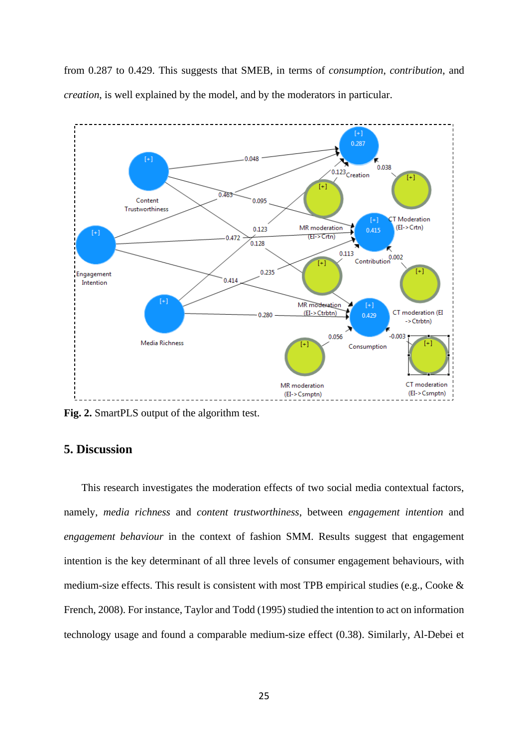from 0.287 to 0.429. This suggests that SMEB, in terms of *consumption*, *contribution*, and *creation*, is well explained by the model, and by the moderators in particular.

**Fig. 2.** SmartPLS output of the algorithm test.

## 5. Discussion

This research investigates the moderation effects of two social media contextual factors, namely, *media richness* and *content trustworthiness*, between *engagement intention* and *engagement behaviour* in the context of fashion SMM. Results suggest that engagement intention is the key determinant of all three levels of consumer engagement behaviours, with medium-size effects. This result is consistent with most TPB empirical studies (e.g., Cooke & French, 2008). For instance, Taylor and Todd (1995) studied the intention to act on information technology usage and found a comparable medium-size effect (0.38). Similarly, Al-Debei et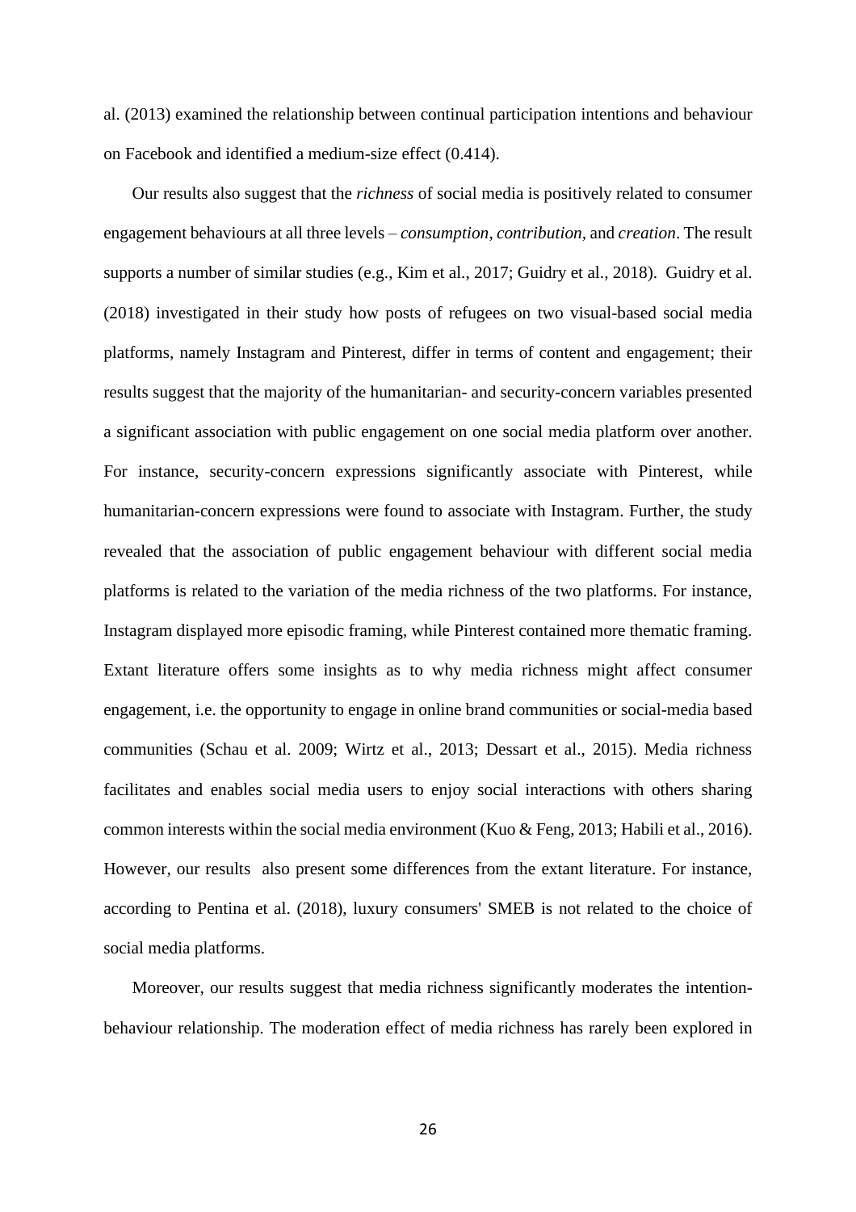al. (2013) examined the relationship between continual participation intentions and behaviour on Facebook and identified a medium-size effect (0.414).

Our results also suggest that the *richness* of social media is positively related to consumer engagement behaviours at all three levels – *consumption*, *contribution*, and *creation*. The result supports a number of similar studies (e.g., Kim et al., 2017; Guidry et al., 2018). Guidry et al. (2018) investigated in their study how posts of refugees on two visual-based social media platforms, namely Instagram and Pinterest, differ in terms of content and engagement; their results suggest that the majority of the humanitarian- and security-concern variables presented a significant association with public engagement on one social media platform over another. For instance, security-concern expressions significantly associate with Pinterest, while humanitarian-concern expressions were found to associate with Instagram. Further, the study revealed that the association of public engagement behaviour with different social media platforms is related to the variation of the media richness of the two platforms. For instance, Instagram displayed more episodic framing, while Pinterest contained more thematic framing. Extant literature offers some insights as to why media richness might affect consumer engagement, i.e. the opportunity to engage in online brand communities or social-media based communities (Schau et al. 2009; Wirtz et al., 2013; Dessart et al., 2015). Media richness facilitates and enables social media users to enjoy social interactions with others sharing common interests within the social media environment (Kuo & Feng, 2013; Habili et al., 2016). However, our results also present some differences from the extant literature. For instance, according to Pentina et al. (2018), luxury consumers' SMEB is not related to the choice of social media platforms.

Moreover, our results suggest that media richness significantly moderates the intention-behaviour relationship. The moderation effect of media richness has rarely been explored in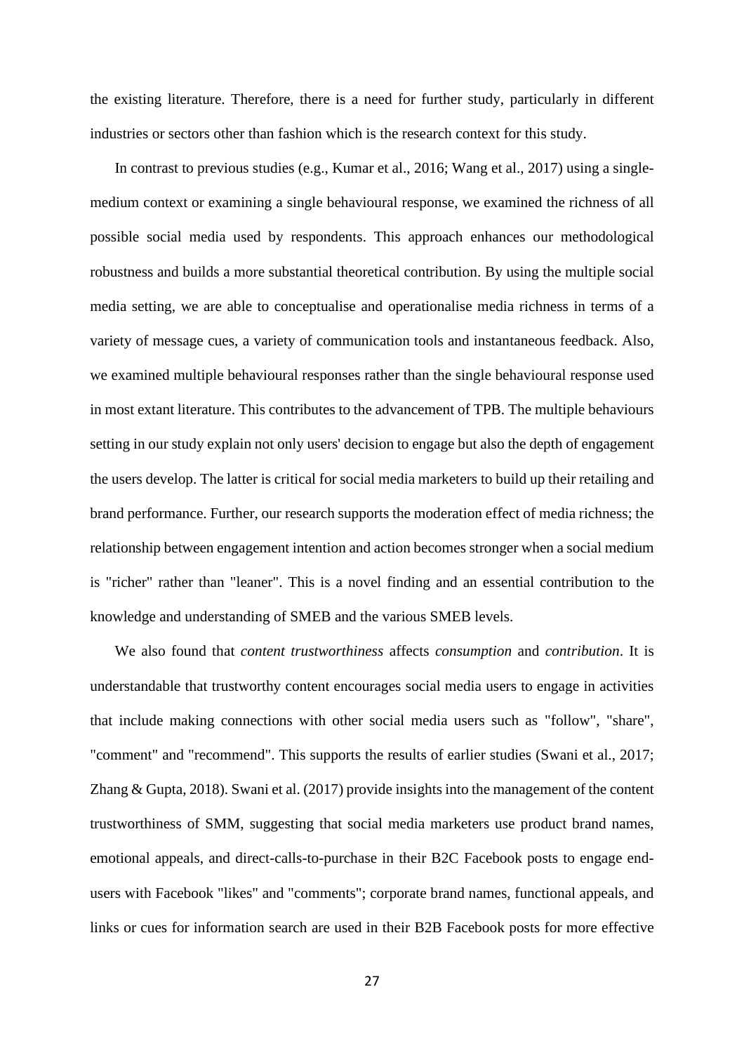the existing literature. Therefore, there is a need for further study, particularly in different industries or sectors other than fashion which is the research context for this study.

In contrast to previous studies (e.g., Kumar et al., 2016; Wang et al., 2017) using a single-medium context or examining a single behavioural response, we examined the richness of all possible social media used by respondents. This approach enhances our methodological robustness and builds a more substantial theoretical contribution. By using the multiple social media setting, we are able to conceptualise and operationalise media richness in terms of a variety of message cues, a variety of communication tools and instantaneous feedback. Also, we examined multiple behavioural responses rather than the single behavioural response used in most extant literature. This contributes to the advancement of TPB. The multiple behaviours setting in our study explain not only users' decision to engage but also the depth of engagement the users develop. The latter is critical for social media marketers to build up their retailing and brand performance. Further, our research supports the moderation effect of media richness; the relationship between engagement intention and action becomes stronger when a social medium is "richer" rather than "leaner". This is a novel finding and an essential contribution to the knowledge and understanding of SMEB and the various SMEB levels.

We also found that *content trustworthiness* affects *consumption* and *contribution*. It is understandable that trustworthy content encourages social media users to engage in activities that include making connections with other social media users such as "follow", "share", "comment" and "recommend". This supports the results of earlier studies (Swani et al., 2017; Zhang & Gupta, 2018). Swani et al. (2017) provide insights into the management of the content trustworthiness of SMM, suggesting that social media marketers use product brand names, emotional appeals, and direct-calls-to-purchase in their B2C Facebook posts to engage end-users with Facebook "likes" and "comments"; corporate brand names, functional appeals, and links or cues for information search are used in their B2B Facebook posts for more effective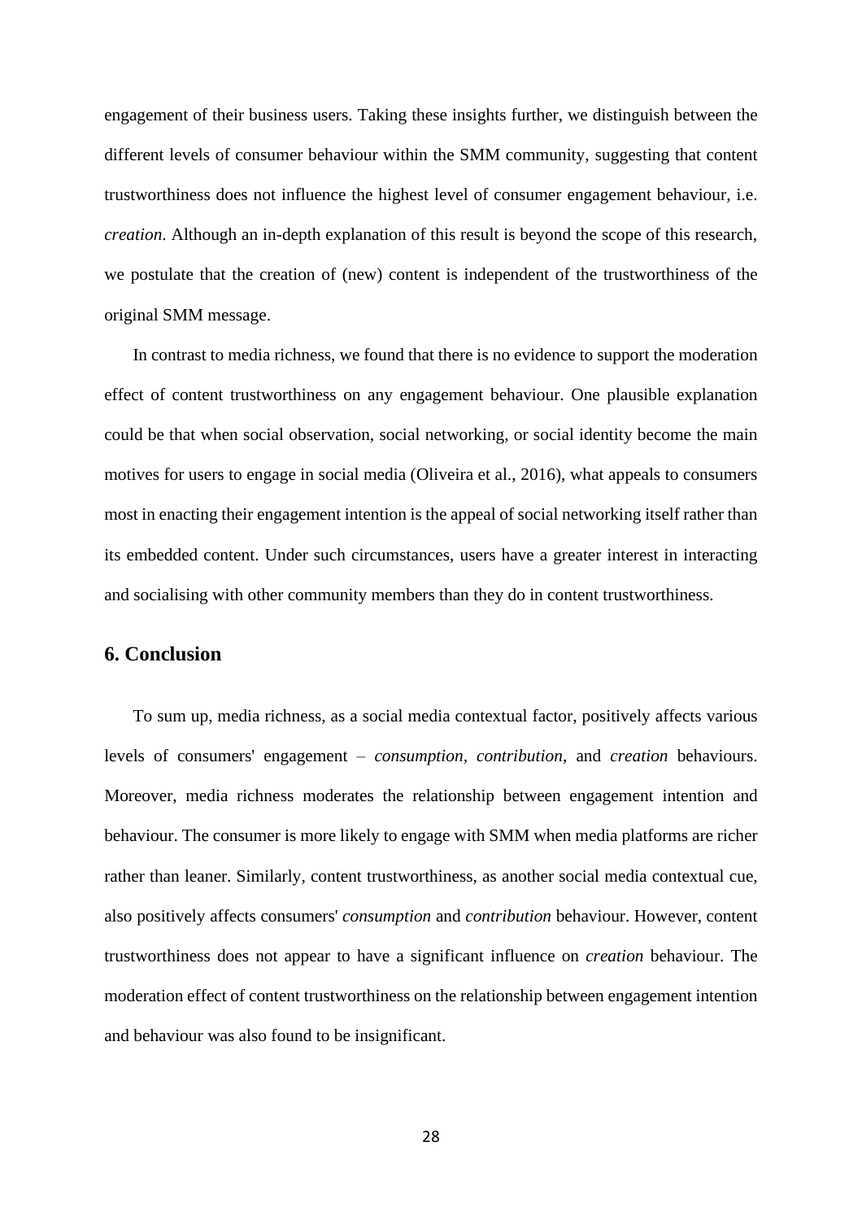engagement of their business users. Taking these insights further, we distinguish between the different levels of consumer behaviour within the SMM community, suggesting that content trustworthiness does not influence the highest level of consumer engagement behaviour, i.e. *creation*. Although an in-depth explanation of this result is beyond the scope of this research, we postulate that the creation of (new) content is independent of the trustworthiness of the original SMM message.

In contrast to media richness, we found that there is no evidence to support the moderation effect of content trustworthiness on any engagement behaviour. One plausible explanation could be that when social observation, social networking, or social identity become the main motives for users to engage in social media (Oliveira et al., 2016), what appeals to consumers most in enacting their engagement intention is the appeal of social networking itself rather than its embedded content. Under such circumstances, users have a greater interest in interacting and socialising with other community members than they do in content trustworthiness.

## 6. Conclusion

To sum up, media richness, as a social media contextual factor, positively affects various levels of consumers' engagement – *consumption*, *contribution*, and *creation* behaviours. Moreover, media richness moderates the relationship between engagement intention and behaviour. The consumer is more likely to engage with SMM when media platforms are richer rather than leaner. Similarly, content trustworthiness, as another social media contextual cue, also positively affects consumers' *consumption* and *contribution* behaviour. However, content trustworthiness does not appear to have a significant influence on *creation* behaviour. The moderation effect of content trustworthiness on the relationship between engagement intention and behaviour was also found to be insignificant.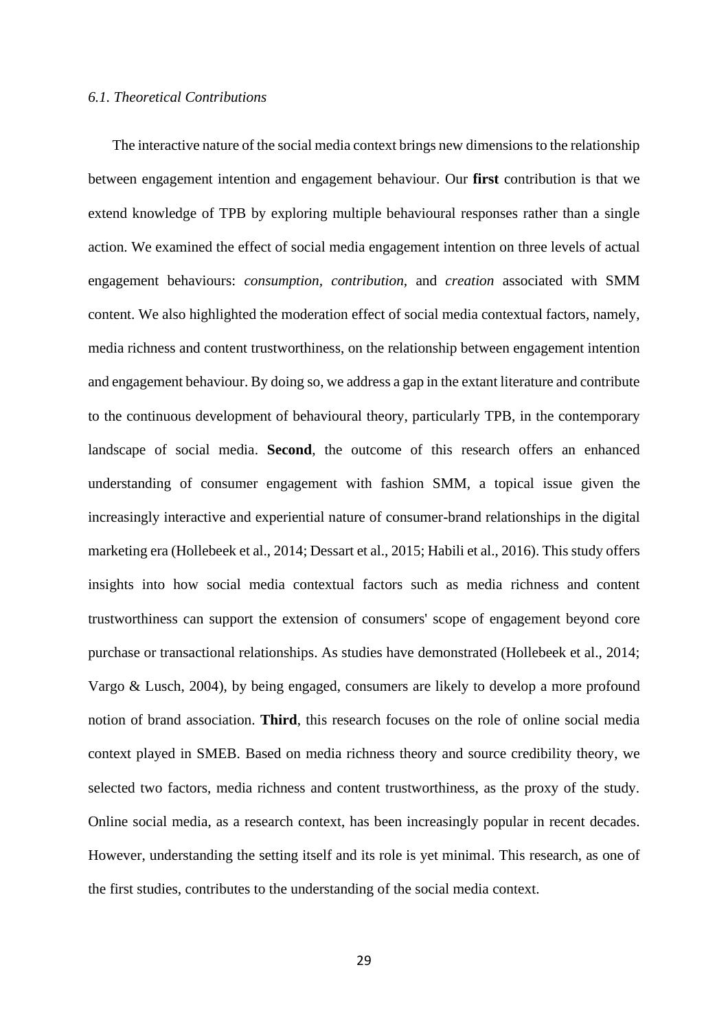### *6.1. Theoretical Contributions*

The interactive nature of the social media context brings new dimensions to the relationship between engagement intention and engagement behaviour. Our **first** contribution is that we extend knowledge of TPB by exploring multiple behavioural responses rather than a single action. We examined the effect of social media engagement intention on three levels of actual engagement behaviours: *consumption, contribution*, and *creation* associated with SMM content. We also highlighted the moderation effect of social media contextual factors, namely, media richness and content trustworthiness, on the relationship between engagement intention and engagement behaviour. By doing so, we address a gap in the extant literature and contribute to the continuous development of behavioural theory, particularly TPB, in the contemporary landscape of social media. **Second**, the outcome of this research offers an enhanced understanding of consumer engagement with fashion SMM, a topical issue given the increasingly interactive and experiential nature of consumer-brand relationships in the digital marketing era (Hollebeek et al., 2014; Dessart et al., 2015; Habili et al., 2016). This study offers insights into how social media contextual factors such as media richness and content trustworthiness can support the extension of consumers' scope of engagement beyond core purchase or transactional relationships. As studies have demonstrated (Hollebeek et al., 2014; Vargo & Lusch, 2004), by being engaged, consumers are likely to develop a more profound notion of brand association. **Third**, this research focuses on the role of online social media context played in SMEB. Based on media richness theory and source credibility theory, we selected two factors, media richness and content trustworthiness, as the proxy of the study. Online social media, as a research context, has been increasingly popular in recent decades. However, understanding the setting itself and its role is yet minimal. This research, as one of the first studies, contributes to the understanding of the social media context.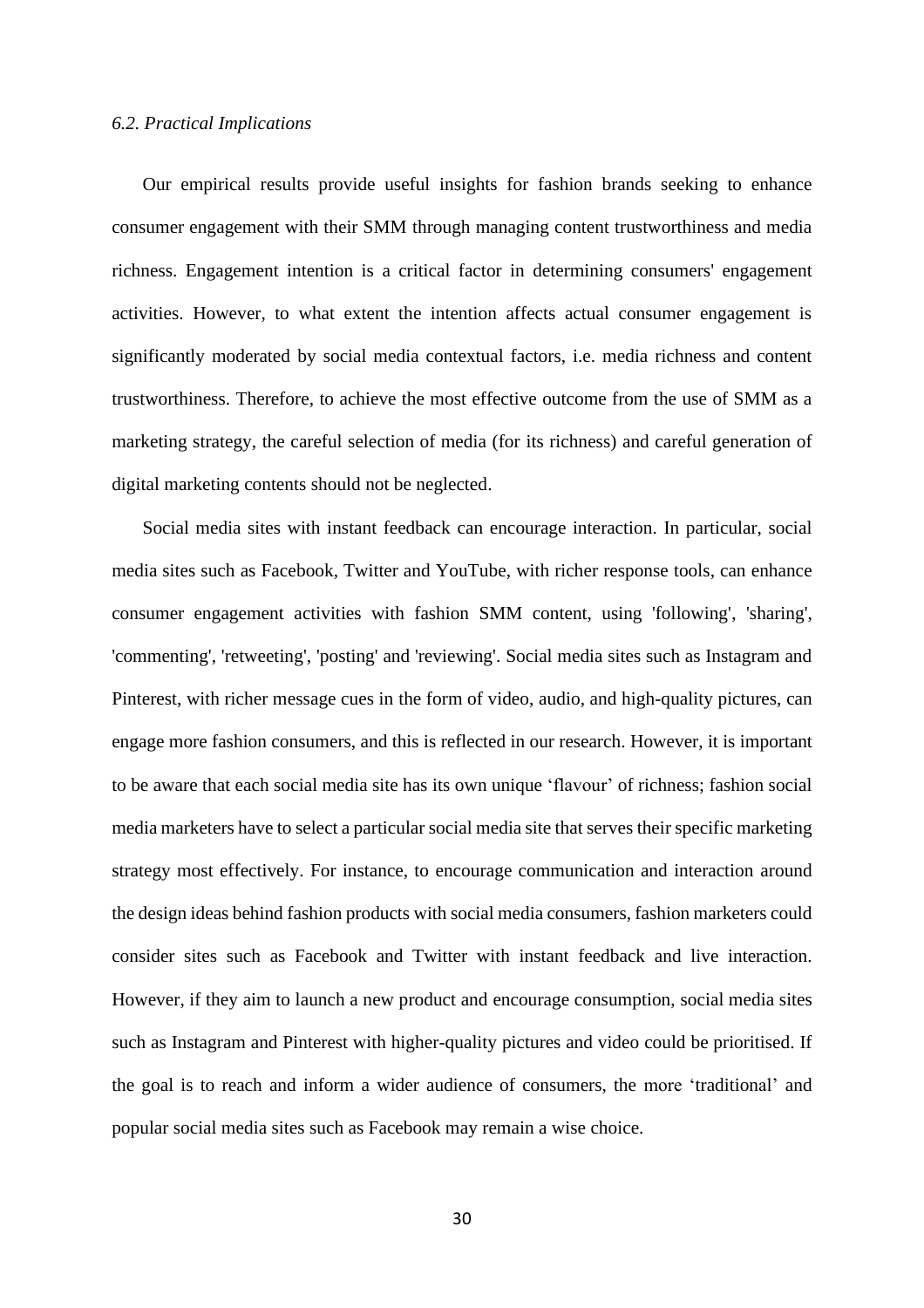*6.2. Practical Implications*

Our empirical results provide useful insights for fashion brands seeking to enhance consumer engagement with their SMM through managing content trustworthiness and media richness. Engagement intention is a critical factor in determining consumers' engagement activities. However, to what extent the intention affects actual consumer engagement is significantly moderated by social media contextual factors, i.e. media richness and content trustworthiness. Therefore, to achieve the most effective outcome from the use of SMM as a marketing strategy, the careful selection of media (for its richness) and careful generation of digital marketing contents should not be neglected.

Social media sites with instant feedback can encourage interaction. In particular, social media sites such as Facebook, Twitter and YouTube, with richer response tools, can enhance consumer engagement activities with fashion SMM content, using 'following', 'sharing', 'commenting', 'retweeting', 'posting' and 'reviewing'. Social media sites such as Instagram and Pinterest, with richer message cues in the form of video, audio, and high-quality pictures, can engage more fashion consumers, and this is reflected in our research. However, it is important to be aware that each social media site has its own unique 'flavour' of richness; fashion social media marketers have to select a particular social media site that serves their specific marketing strategy most effectively. For instance, to encourage communication and interaction around the design ideas behind fashion products with social media consumers, fashion marketers could consider sites such as Facebook and Twitter with instant feedback and live interaction. However, if they aim to launch a new product and encourage consumption, social media sites such as Instagram and Pinterest with higher-quality pictures and video could be prioritised. If the goal is to reach and inform a wider audience of consumers, the more 'traditional' and popular social media sites such as Facebook may remain a wise choice.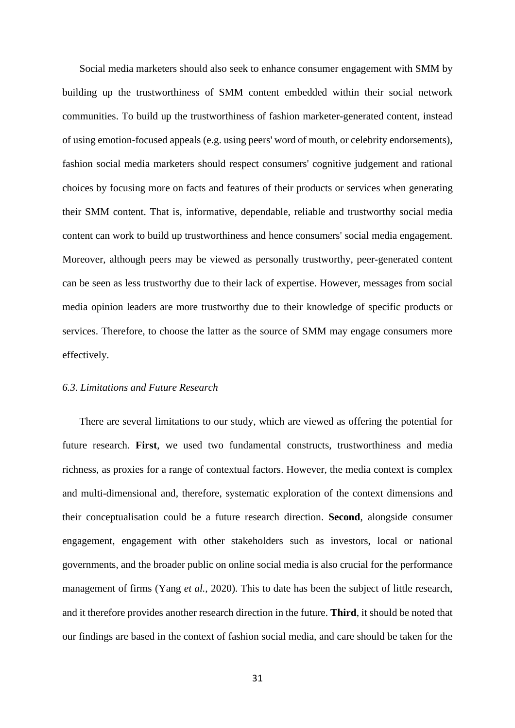Social media marketers should also seek to enhance consumer engagement with SMM by building up the trustworthiness of SMM content embedded within their social network communities. To build up the trustworthiness of fashion marketer-generated content, instead of using emotion-focused appeals (e.g. using peers' word of mouth, or celebrity endorsements), fashion social media marketers should respect consumers' cognitive judgement and rational choices by focusing more on facts and features of their products or services when generating their SMM content. That is, informative, dependable, reliable and trustworthy social media content can work to build up trustworthiness and hence consumers' social media engagement. Moreover, although peers may be viewed as personally trustworthy, peer-generated content can be seen as less trustworthy due to their lack of expertise. However, messages from social media opinion leaders are more trustworthy due to their knowledge of specific products or services. Therefore, to choose the latter as the source of SMM may engage consumers more effectively.

### *6.3. Limitations and Future Research*

There are several limitations to our study, which are viewed as offering the potential for future research. **First**, we used two fundamental constructs, trustworthiness and media richness, as proxies for a range of contextual factors. However, the media context is complex and multi-dimensional and, therefore, systematic exploration of the context dimensions and their conceptualisation could be a future research direction. **Second**, alongside consumer engagement, engagement with other stakeholders such as investors, local or national governments, and the broader public on online social media is also crucial for the performance management of firms (Yang *et al.,* 2020). This to date has been the subject of little research, and it therefore provides another research direction in the future. **Third**, it should be noted that our findings are based in the context of fashion social media, and care should be taken for the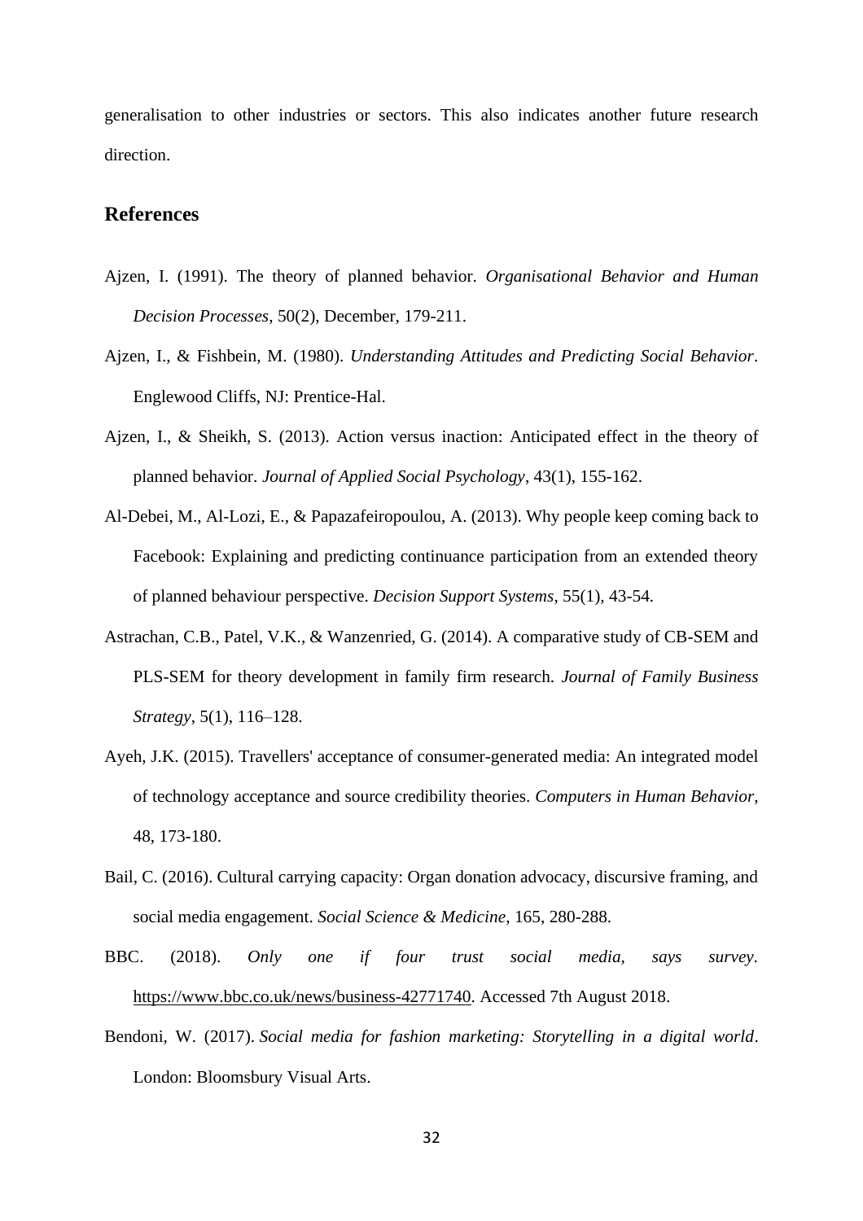generalisation to other industries or sectors. This also indicates another future research direction.

## References

Ajzen, I. (1991). The theory of planned behavior. *Organisational Behavior and Human Decision Processes*, 50(2), December, 179-211.

Ajzen, I., & Fishbein, M. (1980). *Understanding Attitudes and Predicting Social Behavior*. Englewood Cliffs, NJ: Prentice-Hal.

Ajzen, I., & Sheikh, S. (2013). Action versus inaction: Anticipated effect in the theory of planned behavior. *Journal of Applied Social Psychology*, 43(1), 155-162.

Al-Debei, M., Al-Lozi, E., & Papazafeiropoulou, A. (2013). Why people keep coming back to Facebook: Explaining and predicting continuance participation from an extended theory of planned behaviour perspective. *Decision Support Systems*, 55(1), 43-54.

Astrachan, C.B., Patel, V.K., & Wanzenried, G. (2014). A comparative study of CB-SEM and PLS-SEM for theory development in family firm research. *Journal of Family Business Strategy*, 5(1), 116–128.

Ayeh, J.K. (2015). Travellers' acceptance of consumer-generated media: An integrated model of technology acceptance and source credibility theories. *Computers in Human Behavior*, 48, 173-180.

Bail, C. (2016). Cultural carrying capacity: Organ donation advocacy, discursive framing, and social media engagement. *Social Science & Medicine*, 165, 280-288.

BBC. (2018). *Only one if four trust social media, says survey*. https://www.bbc.co.uk/news/business-42771740. Accessed 7th August 2018.

Bendoni, W. (2017). *Social media for fashion marketing: Storytelling in a digital world*. London: Bloomsbury Visual Arts.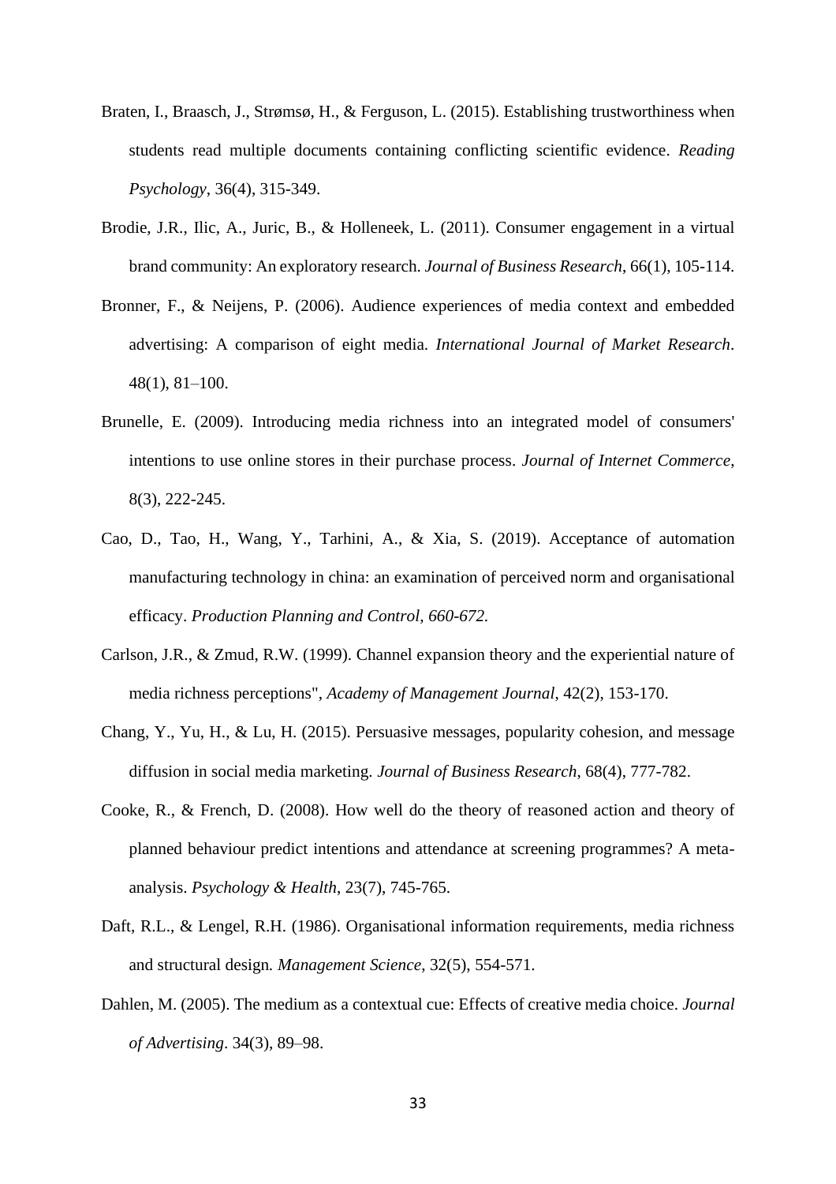Braten, I., Braasch, J., Strømsø, H., & Ferguson, L. (2015). Establishing trustworthiness when students read multiple documents containing conflicting scientific evidence. *Reading Psychology*, 36(4), 315-349.

Brodie, J.R., Ilic, A., Juric, B., & Holleneek, L. (2011). Consumer engagement in a virtual brand community: An exploratory research. *Journal of Business Research*, 66(1), 105-114.

Bronner, F., & Neijens, P. (2006). Audience experiences of media context and embedded advertising: A comparison of eight media. *International Journal of Market Research*. 48(1), 81–100.

Brunelle, E. (2009). Introducing media richness into an integrated model of consumers' intentions to use online stores in their purchase process. *Journal of Internet Commerce*, 8(3), 222-245.

Cao, D., Tao, H., Wang, Y., Tarhini, A., & Xia, S. (2019). Acceptance of automation manufacturing technology in china: an examination of perceived norm and organisational efficacy. *Production Planning and Control, 660-672.*

Carlson, J.R., & Zmud, R.W. (1999). Channel expansion theory and the experiential nature of media richness perceptions", *Academy of Management Journal*, 42(2), 153-170.

Chang, Y., Yu, H., & Lu, H. (2015). Persuasive messages, popularity cohesion, and message diffusion in social media marketing. *Journal of Business Research*, 68(4), 777-782.

Cooke, R., & French, D. (2008). How well do the theory of reasoned action and theory of planned behaviour predict intentions and attendance at screening programmes? A meta-analysis. *Psychology & Health*, 23(7), 745-765.

Daft, R.L., & Lengel, R.H. (1986). Organisational information requirements, media richness and structural design*. Management Science*, 32(5), 554-571.

Dahlen, M. (2005). The medium as a contextual cue: Effects of creative media choice. *Journal of Advertising*. 34(3), 89–98.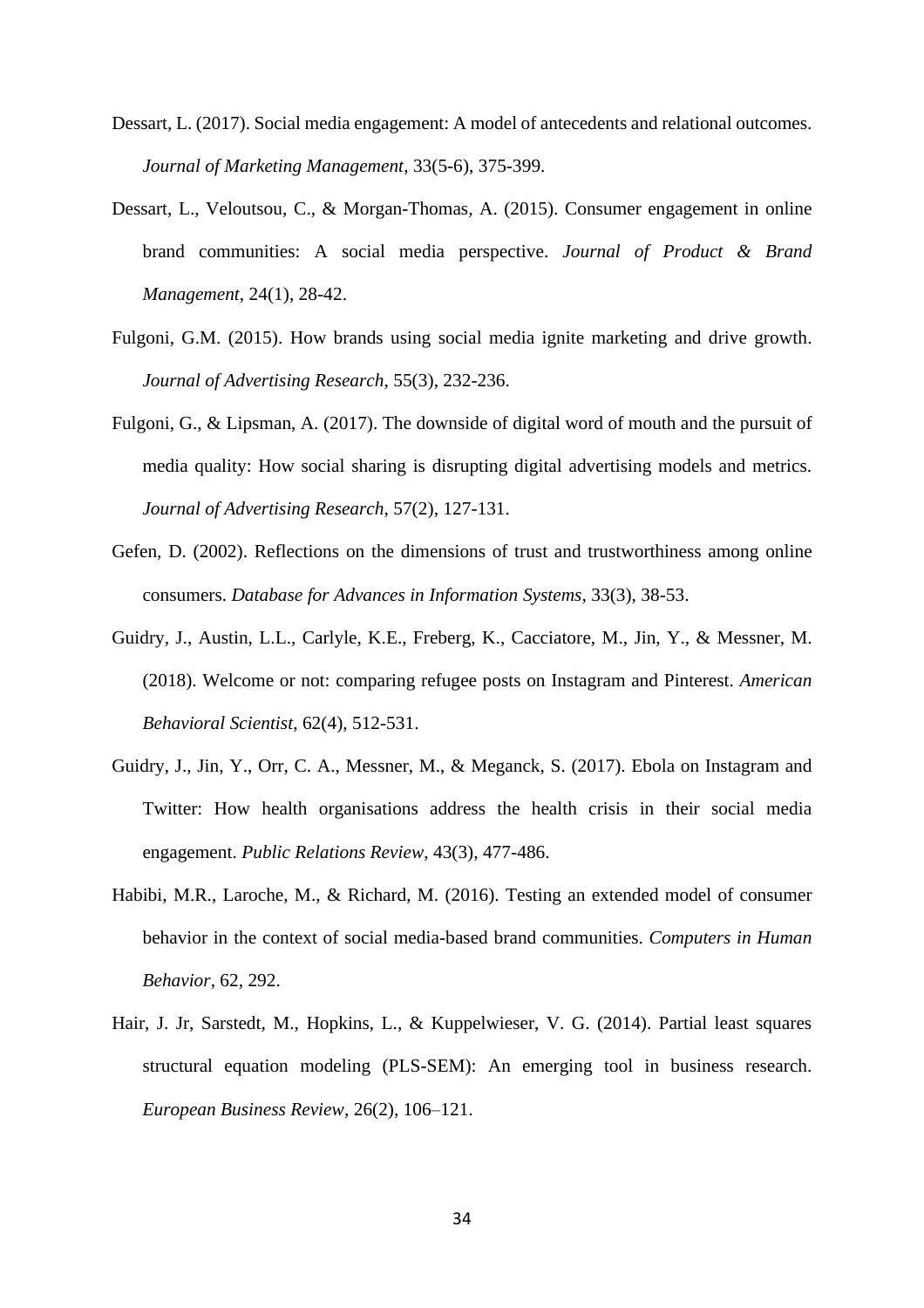Dessart, L. (2017). Social media engagement: A model of antecedents and relational outcomes. *Journal of Marketing Management*, 33(5-6), 375-399.

Dessart, L., Veloutsou, C., & Morgan-Thomas, A. (2015). Consumer engagement in online brand communities: A social media perspective. *Journal of Product & Brand Management*, 24(1), 28-42.

Fulgoni, G.M. (2015). How brands using social media ignite marketing and drive growth. *Journal of Advertising Research*, 55(3), 232-236.

Fulgoni, G., & Lipsman, A. (2017). The downside of digital word of mouth and the pursuit of media quality: How social sharing is disrupting digital advertising models and metrics. *Journal of Advertising Research*, 57(2), 127-131.

Gefen, D. (2002). Reflections on the dimensions of trust and trustworthiness among online consumers. *Database for Advances in Information Systems*, 33(3), 38-53.

Guidry, J., Austin, L.L., Carlyle, K.E., Freberg, K., Cacciatore, M., Jin, Y., & Messner, M. (2018). Welcome or not: comparing refugee posts on Instagram and Pinterest. *American Behavioral Scientist*, 62(4), 512-531.

Guidry, J., Jin, Y., Orr, C. A., Messner, M., & Meganck, S. (2017). Ebola on Instagram and Twitter: How health organisations address the health crisis in their social media engagement. *Public Relations Review*, 43(3), 477-486.

Habibi, M.R., Laroche, M., & Richard, M. (2016). Testing an extended model of consumer behavior in the context of social media-based brand communities. *Computers in Human Behavior*, 62, 292.

Hair, J. Jr, Sarstedt, M., Hopkins, L., & Kuppelwieser, V. G. (2014). Partial least squares structural equation modeling (PLS-SEM): An emerging tool in business research. *European Business Review*, 26(2), 106–121.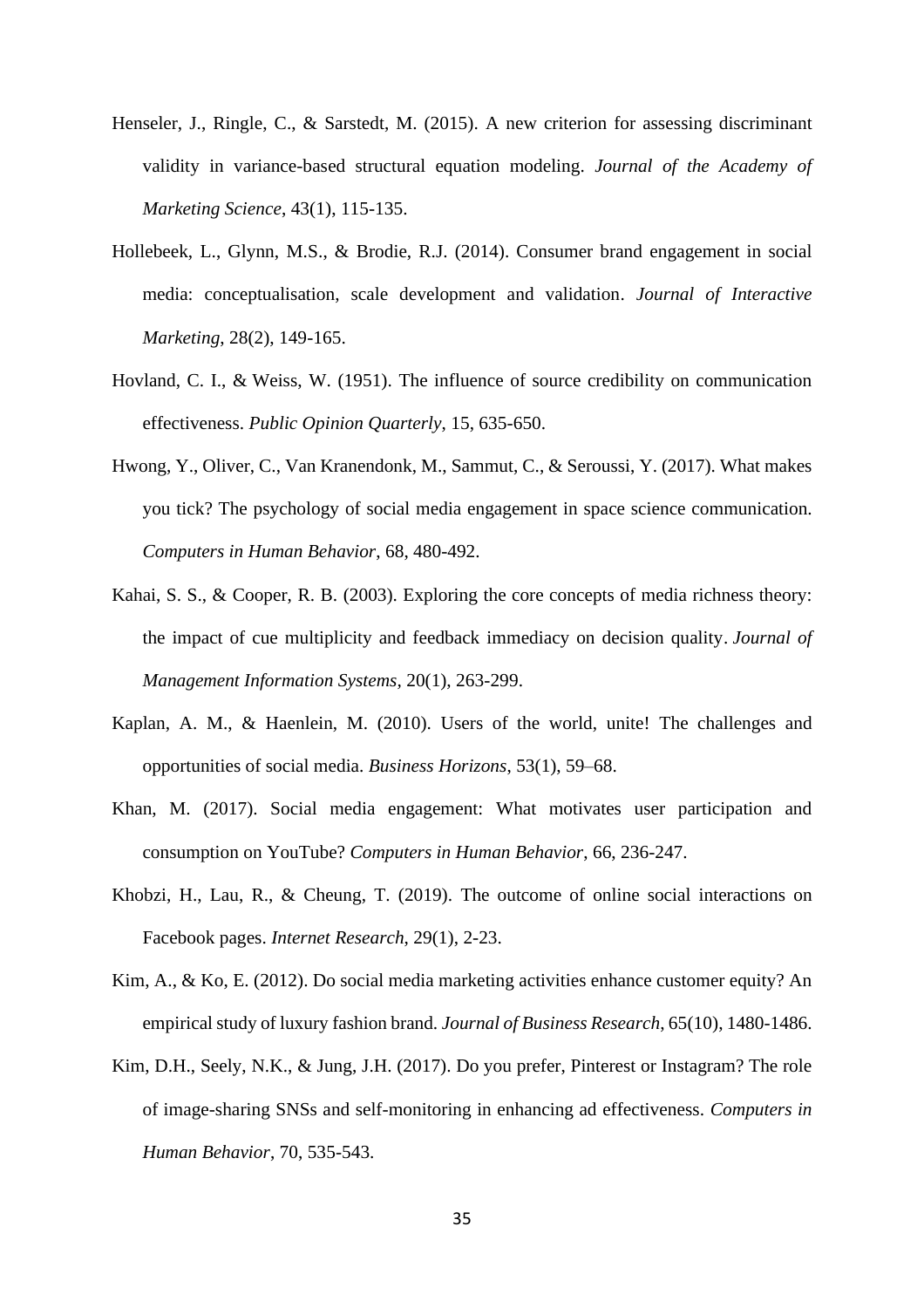Henseler, J., Ringle, C., & Sarstedt, M. (2015). A new criterion for assessing discriminant validity in variance-based structural equation modeling. *Journal of the Academy of Marketing Science*, 43(1), 115-135.

Hollebeek, L., Glynn, M.S., & Brodie, R.J. (2014). Consumer brand engagement in social media: conceptualisation, scale development and validation. *Journal of Interactive Marketing*, 28(2), 149-165.

Hovland, C. I., & Weiss, W. (1951). The influence of source credibility on communication effectiveness. *Public Opinion Quarterly*, 15, 635-650.

Hwong, Y., Oliver, C., Van Kranendonk, M., Sammut, C., & Seroussi, Y. (2017). What makes you tick? The psychology of social media engagement in space science communication. *Computers in Human Behavior*, 68, 480-492.

Kahai, S. S., & Cooper, R. B. (2003). Exploring the core concepts of media richness theory: the impact of cue multiplicity and feedback immediacy on decision quality. *Journal of Management Information Systems*, 20(1), 263-299.

Kaplan, A. M., & Haenlein, M. (2010). Users of the world, unite! The challenges and opportunities of social media. *Business Horizons*, 53(1), 59–68.

Khan, M. (2017). Social media engagement: What motivates user participation and consumption on YouTube? *Computers in Human Behavior*, 66, 236-247.

Khobzi, H., Lau, R., & Cheung, T. (2019). The outcome of online social interactions on Facebook pages. *Internet Research*, 29(1), 2-23.

Kim, A., & Ko, E. (2012). Do social media marketing activities enhance customer equity? An empirical study of luxury fashion brand. *Journal of Business Research*, 65(10), 1480-1486.

Kim, D.H., Seely, N.K., & Jung, J.H. (2017). Do you prefer, Pinterest or Instagram? The role of image-sharing SNSs and self-monitoring in enhancing ad effectiveness. *Computers in Human Behavior*, 70, 535-543.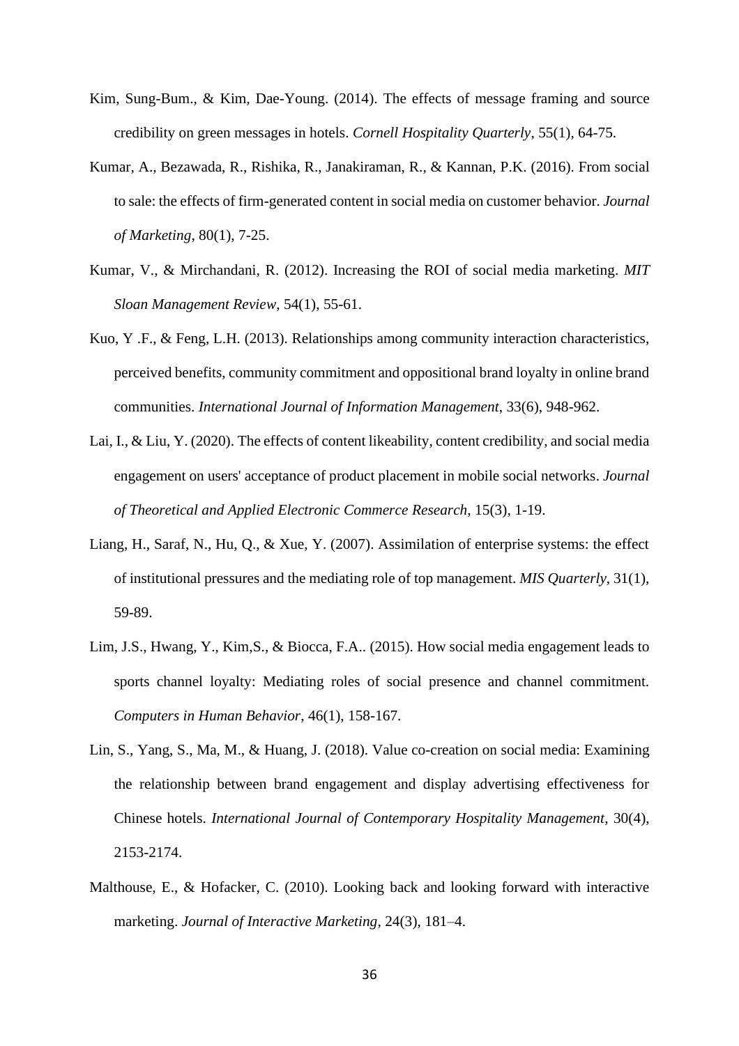Kim, Sung-Bum., & Kim, Dae-Young. (2014). The effects of message framing and source credibility on green messages in hotels. *Cornell Hospitality Quarterly*, 55(1), 64-75.

Kumar, A., Bezawada, R., Rishika, R., Janakiraman, R., & Kannan, P.K. (2016). From social to sale: the effects of firm-generated content in social media on customer behavior. *Journal of Marketing*, 80(1), 7-25.

Kumar, V., & Mirchandani, R. (2012). Increasing the ROI of social media marketing. *MIT Sloan Management Review*, 54(1), 55-61.

Kuo, Y .F., & Feng, L.H. (2013). Relationships among community interaction characteristics, perceived benefits, community commitment and oppositional brand loyalty in online brand communities. *International Journal of Information Management*, 33(6), 948-962.

Lai, I., & Liu, Y. (2020). The effects of content likeability, content credibility, and social media engagement on users' acceptance of product placement in mobile social networks. *Journal of Theoretical and Applied Electronic Commerce Research*, 15(3), 1-19.

Liang, H., Saraf, N., Hu, Q., & Xue, Y. (2007). Assimilation of enterprise systems: the effect of institutional pressures and the mediating role of top management. *MIS Quarterly*, 31(1), 59-89.

Lim, J.S., Hwang, Y., Kim,S., & Biocca, F.A.. (2015). How social media engagement leads to sports channel loyalty: Mediating roles of social presence and channel commitment. *Computers in Human Behavior*, 46(1), 158-167.

Lin, S., Yang, S., Ma, M., & Huang, J. (2018). Value co-creation on social media: Examining the relationship between brand engagement and display advertising effectiveness for Chinese hotels. *International Journal of Contemporary Hospitality Management*, 30(4), 2153-2174.

Malthouse, E., & Hofacker, C. (2010). Looking back and looking forward with interactive marketing. *Journal of Interactive Marketing*, 24(3), 181–4.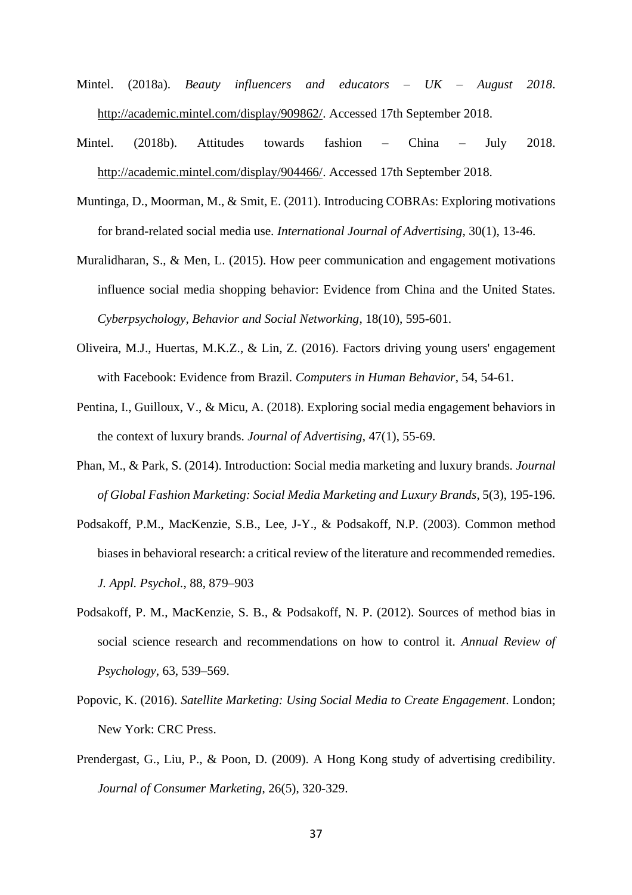Mintel. (2018a). *Beauty influencers and educators – UK – August 2018*. http://academic.mintel.com/display/909862/. Accessed 17th September 2018.

Mintel. (2018b). Attitudes towards fashion – China – July 2018. http://academic.mintel.com/display/904466/. Accessed 17th September 2018.

Muntinga, D., Moorman, M., & Smit, E. (2011). Introducing COBRAs: Exploring motivations for brand-related social media use. *International Journal of Advertising*, 30(1), 13-46.

Muralidharan, S., & Men, L. (2015). How peer communication and engagement motivations influence social media shopping behavior: Evidence from China and the United States. *Cyberpsychology, Behavior and Social Networking*, 18(10), 595-601.

Oliveira, M.J., Huertas, M.K.Z., & Lin, Z. (2016). Factors driving young users' engagement with Facebook: Evidence from Brazil. *Computers in Human Behavior*, 54, 54-61.

Pentina, I., Guilloux, V., & Micu, A. (2018). Exploring social media engagement behaviors in the context of luxury brands. *Journal of Advertising*, 47(1), 55-69.

Phan, M., & Park, S. (2014). Introduction: Social media marketing and luxury brands. *Journal of Global Fashion Marketing: Social Media Marketing and Luxury Brands*, 5(3), 195-196.

Podsakoff, P.M., MacKenzie, S.B., Lee, J-Y., & Podsakoff, N.P. (2003). Common method biases in behavioral research: a critical review of the literature and recommended remedies. *J. Appl. Psychol.*, 88, 879–903

Podsakoff, P. M., MacKenzie, S. B., & Podsakoff, N. P. (2012). Sources of method bias in social science research and recommendations on how to control it. *Annual Review of Psychology*, 63, 539–569.

Popovic, K. (2016). *Satellite Marketing: Using Social Media to Create Engagement*. London; New York: CRC Press.

Prendergast, G., Liu, P., & Poon, D. (2009). A Hong Kong study of advertising credibility. *Journal of Consumer Marketing*, 26(5), 320-329.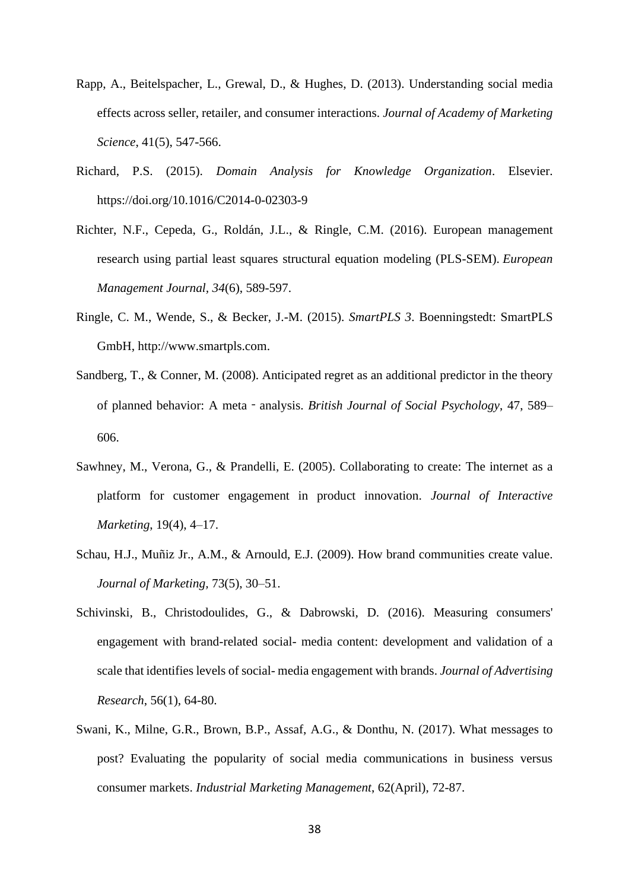Rapp, A., Beitelspacher, L., Grewal, D., & Hughes, D. (2013). Understanding social media effects across seller, retailer, and consumer interactions. *Journal of Academy of Marketing Science*, 41(5), 547-566.

Richard, P.S. (2015). *Domain Analysis for Knowledge Organization*. Elsevier. https://doi.org/10.1016/C2014-0-02303-9

Richter, N.F., Cepeda, G., Roldán, J.L., & Ringle, C.M. (2016). European management research using partial least squares structural equation modeling (PLS-SEM). *European Management Journal*, *34*(6), 589-597.

Ringle, C. M., Wende, S., & Becker, J.-M. (2015). *SmartPLS 3*. Boenningstedt: SmartPLS GmbH, http://www.smartpls.com.

Sandberg, T., & Conner, M. (2008). Anticipated regret as an additional predictor in the theory of planned behavior: A meta‐analysis. *British Journal of Social Psychology*, 47, 589–606.

Sawhney, M., Verona, G., & Prandelli, E. (2005). Collaborating to create: The internet as a platform for customer engagement in product innovation. *Journal of Interactive Marketing*, 19(4), 4–17.

Schau, H.J., Muñiz Jr., A.M., & Arnould, E.J. (2009). How brand communities create value. *Journal of Marketing*, 73(5), 30–51.

Schivinski, B., Christodoulides, G., & Dabrowski, D. (2016). Measuring consumers' engagement with brand-related social- media content: development and validation of a scale that identifies levels of social- media engagement with brands. *Journal of Advertising Research*, 56(1), 64-80.

Swani, K., Milne, G.R., Brown, B.P., Assaf, A.G., & Donthu, N. (2017). What messages to post? Evaluating the popularity of social media communications in business versus consumer markets. *Industrial Marketing Management*, 62(April), 72-87.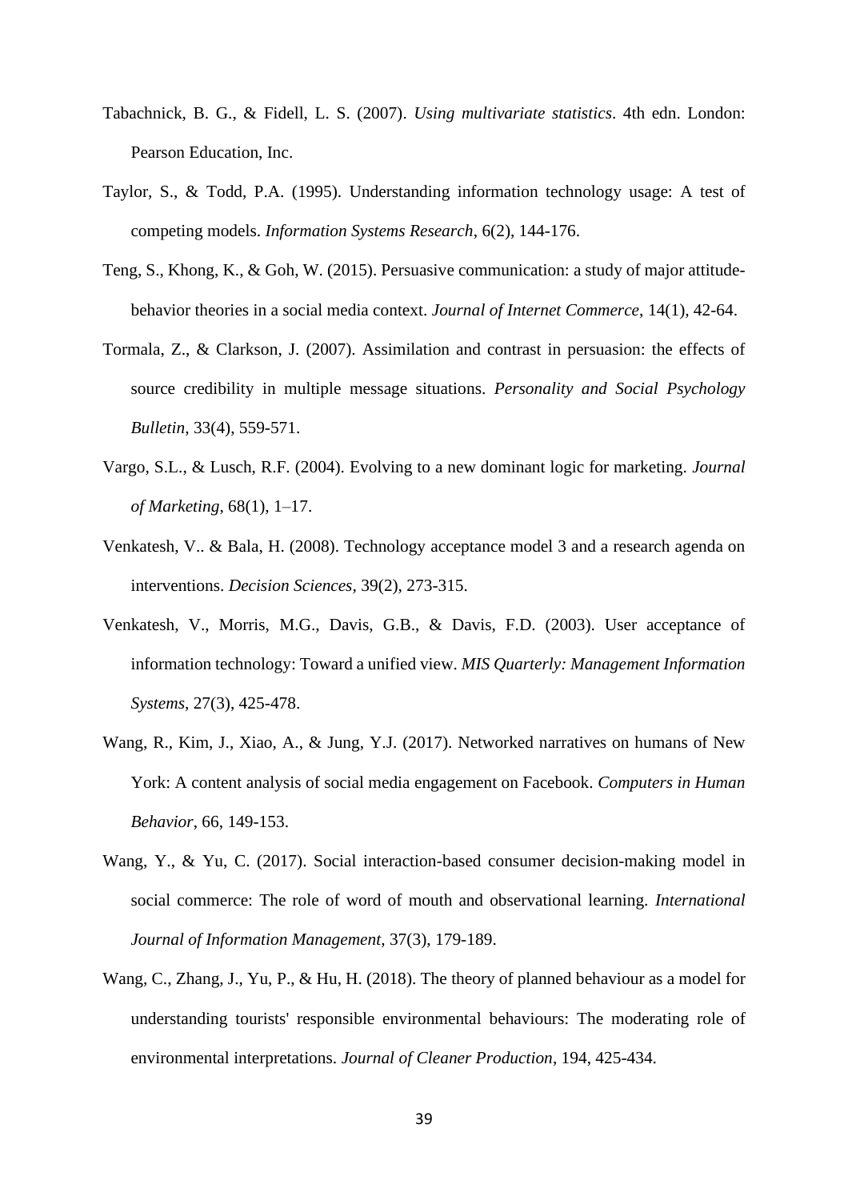Tabachnick, B. G., & Fidell, L. S. (2007). *Using multivariate statistics*. 4th edn. London: Pearson Education, Inc.

Taylor, S., & Todd, P.A. (1995). Understanding information technology usage: A test of competing models. *Information Systems Research*, 6(2), 144-176.

Teng, S., Khong, K., & Goh, W. (2015). Persuasive communication: a study of major attitude-behavior theories in a social media context. *Journal of Internet Commerce*, 14(1), 42-64.

Tormala, Z., & Clarkson, J. (2007). Assimilation and contrast in persuasion: the effects of source credibility in multiple message situations. *Personality and Social Psychology Bulletin*, 33(4), 559-571.

Vargo, S.L., & Lusch, R.F. (2004). Evolving to a new dominant logic for marketing. *Journal of Marketing*, 68(1), 1–17.

Venkatesh, V.. & Bala, H. (2008). Technology acceptance model 3 and a research agenda on interventions. *Decision Sciences*, 39(2), 273-315.

Venkatesh, V., Morris, M.G., Davis, G.B., & Davis, F.D. (2003). User acceptance of information technology: Toward a unified view. *MIS Quarterly: Management Information Systems*, 27(3), 425-478.

Wang, R., Kim, J., Xiao, A., & Jung, Y.J. (2017). Networked narratives on humans of New York: A content analysis of social media engagement on Facebook. *Computers in Human Behavior*, 66, 149-153.

Wang, Y., & Yu, C. (2017). Social interaction-based consumer decision-making model in social commerce: The role of word of mouth and observational learning. *International Journal of Information Management*, 37(3), 179-189.

Wang, C., Zhang, J., Yu, P., & Hu, H. (2018). The theory of planned behaviour as a model for understanding tourists' responsible environmental behaviours: The moderating role of environmental interpretations. *Journal of Cleaner Production*, 194, 425-434.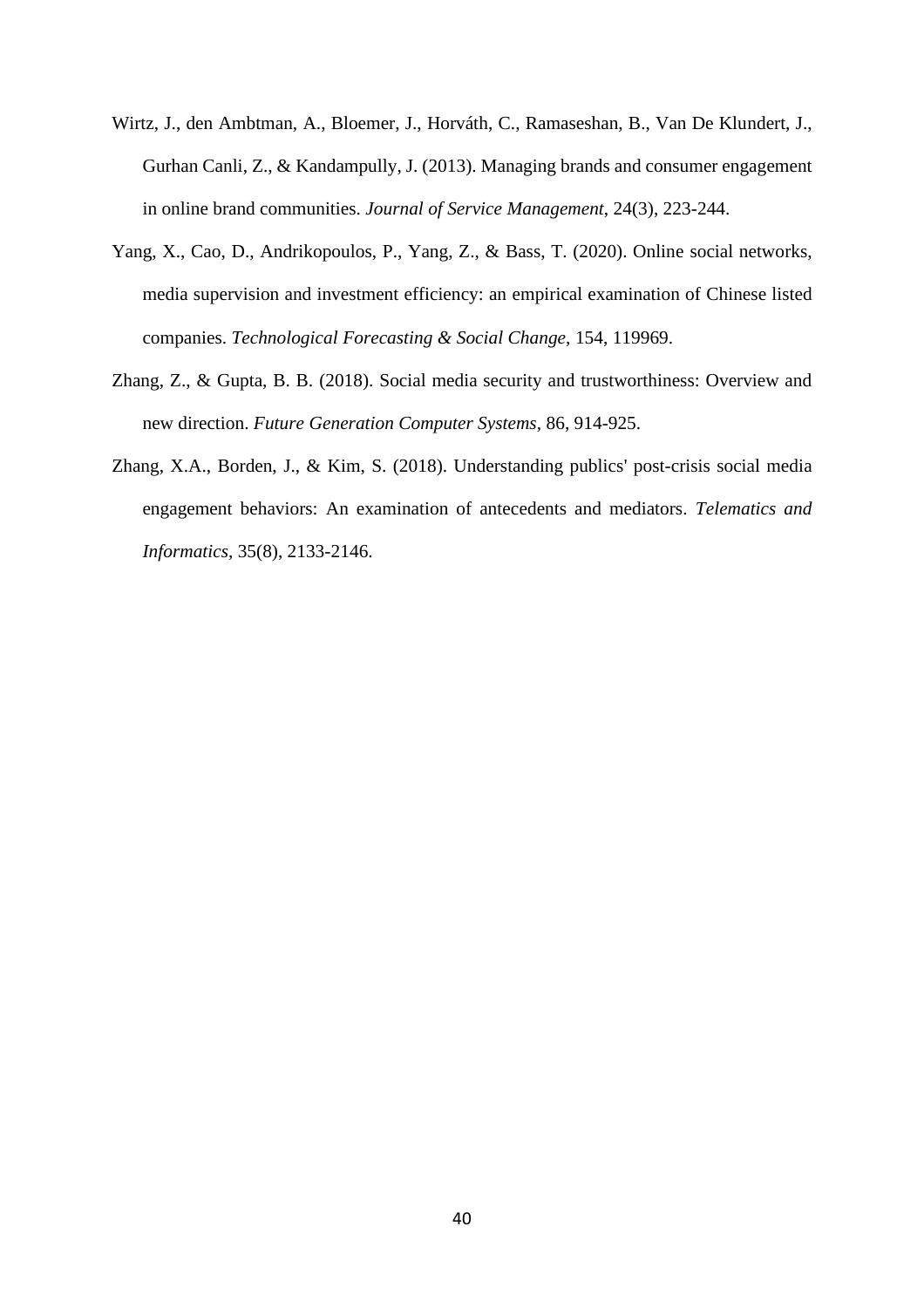Wirtz, J., den Ambtman, A., Bloemer, J., Horváth, C., Ramaseshan, B., Van De Klundert, J., Gurhan Canli, Z., & Kandampully, J. (2013). Managing brands and consumer engagement in online brand communities. *Journal of Service Management*, 24(3), 223-244.

Yang, X., Cao, D., Andrikopoulos, P., Yang, Z., & Bass, T. (2020). Online social networks, media supervision and investment efficiency: an empirical examination of Chinese listed companies. *Technological Forecasting & Social Change,* 154, 119969.

Zhang, Z., & Gupta, B. B. (2018). Social media security and trustworthiness: Overview and new direction. *Future Generation Computer Systems*, 86, 914-925.

Zhang, X.A., Borden, J., & Kim, S. (2018). Understanding publics' post-crisis social media engagement behaviors: An examination of antecedents and mediators. *Telematics and Informatics*, 35(8), 2133-2146.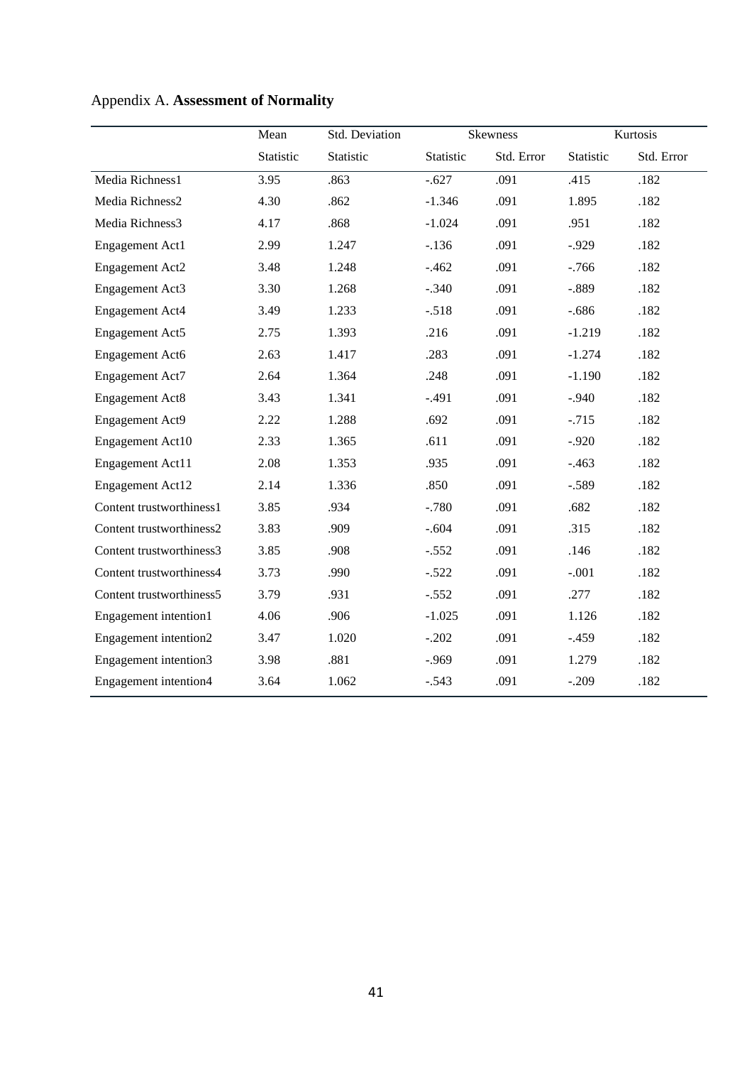Appendix A. **Assessment of Normality**

| | Mean | Std. Deviation | Skewness | | Kurtosis | |
|---|---|---|---|---|---|---|
| | Statistic | Statistic | Statistic | Std. Error | Statistic | Std. Error |
| Media Richness1 | 3.95 | .863 | -.627 | .091 | .415 | .182 |
| Media Richness2 | 4.30 | .862 | -1.346 | .091 | 1.895 | .182 |
| Media Richness3 | 4.17 | .868 | -1.024 | .091 | .951 | .182 |
| Engagement Act1 | 2.99 | 1.247 | -.136 | .091 | -.929 | .182 |
| Engagement Act2 | 3.48 | 1.248 | -.462 | .091 | -.766 | .182 |
| Engagement Act3 | 3.30 | 1.268 | -.340 | .091 | -.889 | .182 |
| Engagement Act4 | 3.49 | 1.233 | -.518 | .091 | -.686 | .182 |
| Engagement Act5 | 2.75 | 1.393 | .216 | .091 | -1.219 | .182 |
| Engagement Act6 | 2.63 | 1.417 | .283 | .091 | -1.274 | .182 |
| Engagement Act7 | 2.64 | 1.364 | .248 | .091 | -1.190 | .182 |
| Engagement Act8 | 3.43 | 1.341 | -.491 | .091 | -.940 | .182 |
| Engagement Act9 | 2.22 | 1.288 | .692 | .091 | -.715 | .182 |
| Engagement Act10 | 2.33 | 1.365 | .611 | .091 | -.920 | .182 |
| Engagement Act11 | 2.08 | 1.353 | .935 | .091 | -.463 | .182 |
| Engagement Act12 | 2.14 | 1.336 | .850 | .091 | -.589 | .182 |
| Content trustworthiness1 | 3.85 | .934 | -.780 | .091 | .682 | .182 |
| Content trustworthiness2 | 3.83 | .909 | -.604 | .091 | .315 | .182 |
| Content trustworthiness3 | 3.85 | .908 | -.552 | .091 | .146 | .182 |
| Content trustworthiness4 | 3.73 | .990 | -.522 | .091 | -.001 | .182 |
| Content trustworthiness5 | 3.79 | .931 | -.552 | .091 | .277 | .182 |
| Engagement intention1 | 4.06 | .906 | -1.025 | .091 | 1.126 | .182 |
| Engagement intention2 | 3.47 | 1.020 | -.202 | .091 | -.459 | .182 |
| Engagement intention3 | 3.98 | .881 | -.969 | .091 | 1.279 | .182 |
| Engagement intention4 | 3.64 | 1.062 | -.543 | .091 | -.209 | .182 |